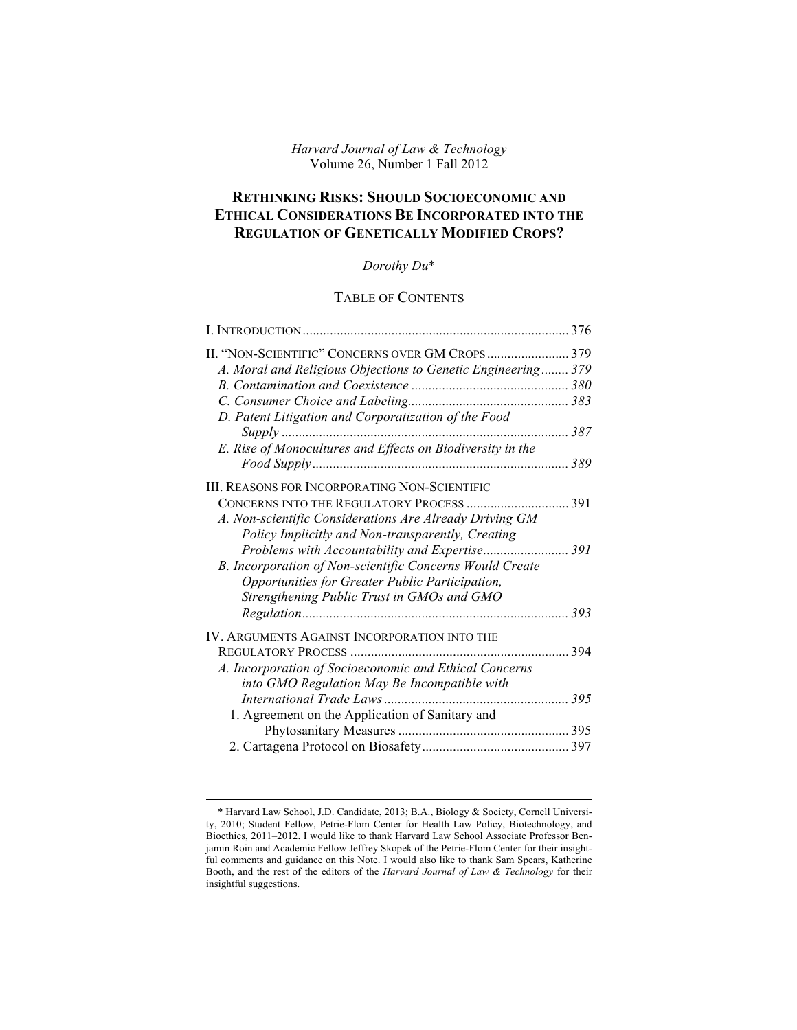*Harvard Journal of Law & Technology*
Volume 26, Number 1 Fall 2012

# RETHINKING RISKS: SHOULD SOCIOECONOMIC AND ETHICAL CONSIDERATIONS BE INCORPORATED INTO THE REGULATION OF GENETICALLY MODIFIED CROPS?

*Dorothy Du**

## TABLE OF CONTENTS

I. INTRODUCTION ............................................................................ 376

II. "NON-SCIENTIFIC" CONCERNS OVER GM CROPS ........................ 379
- *A. Moral and Religious Objections to Genetic Engineering ........ 379*
- *B. Contamination and Coexistence .............................................. 380*
- *C. Consumer Choice and Labeling............................................... 383*
- *D. Patent Litigation and Corporatization of the Food Supply ................................................................................... 387*
- *E. Rise of Monocultures and Effects on Biodiversity in the Food Supply........................................................................... 389*

III. REASONS FOR INCORPORATING NON-SCIENTIFIC CONCERNS INTO THE REGULATORY PROCESS .............................. 391
- *A. Non-scientific Considerations Are Already Driving GM Policy Implicitly and Non-transparently, Creating Problems with Accountability and Expertise......................... 391*
- *B. Incorporation of Non-scientific Concerns Would Create Opportunities for Greater Public Participation, Strengthening Public Trust in GMOs and GMO Regulation.............................................................................. 393*

IV. ARGUMENTS AGAINST INCORPORATION INTO THE REGULATORY PROCESS ............................................................... 394
- *A. Incorporation of Socioeconomic and Ethical Concerns into GMO Regulation May Be Incompatible with International Trade Laws ...................................................... 395*
  - 1. Agreement on the Application of Sanitary and Phytosanitary Measures .................................................. 395
  - 2. Cartagena Protocol on Biosafety........................................... 397

---

\* Harvard Law School, J.D. Candidate, 2013; B.A., Biology & Society, Cornell University, 2010; Student Fellow, Petrie-Flom Center for Health Law Policy, Biotechnology, and Bioethics, 2011–2012. I would like to thank Harvard Law School Associate Professor Benjamin Roin and Academic Fellow Jeffrey Skopek of the Petrie-Flom Center for their insightful comments and guidance on this Note. I would also like to thank Sam Spears, Katherine Booth, and the rest of the editors of the *Harvard Journal of Law & Technology* for their insightful suggestions.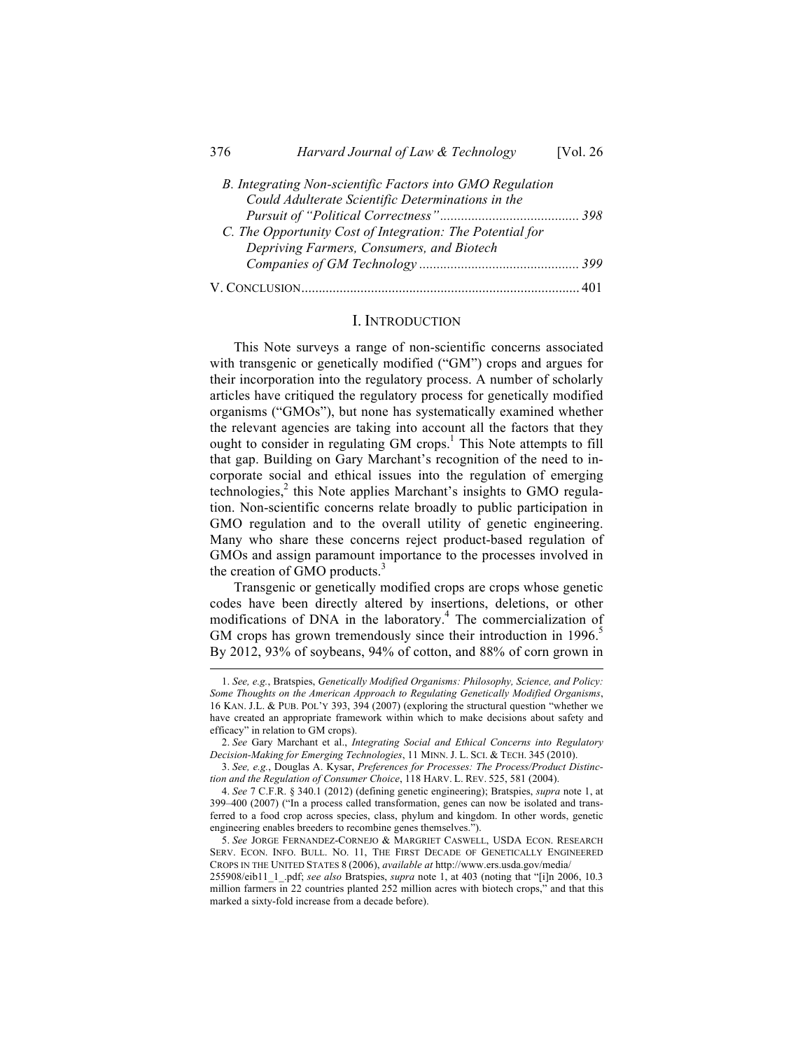*B. Integrating Non-scientific Factors into GMO Regulation Could Adulterate Scientific Determinations in the Pursuit of "Political Correctness"* ........................................ 398

*C. The Opportunity Cost of Integration: The Potential for Depriving Farmers, Consumers, and Biotech Companies of GM Technology* ............................................. 399

V. CONCLUSION............................................................................... 401

## I. INTRODUCTION

This Note surveys a range of non-scientific concerns associated with transgenic or genetically modified ("GM") crops and argues for their incorporation into the regulatory process. A number of scholarly articles have critiqued the regulatory process for genetically modified organisms ("GMOs"), but none has systematically examined whether the relevant agencies are taking into account all the factors that they ought to consider in regulating GM crops.[1] This Note attempts to fill that gap. Building on Gary Marchant's recognition of the need to incorporate social and ethical issues into the regulation of emerging technologies,[2] this Note applies Marchant's insights to GMO regulation. Non-scientific concerns relate broadly to public participation in GMO regulation and to the overall utility of genetic engineering. Many who share these concerns reject product-based regulation of GMOs and assign paramount importance to the processes involved in the creation of GMO products.[3]

Transgenic or genetically modified crops are crops whose genetic codes have been directly altered by insertions, deletions, or other modifications of DNA in the laboratory.[4] The commercialization of GM crops has grown tremendously since their introduction in 1996.[5] By 2012, 93% of soybeans, 94% of cotton, and 88% of corn grown in

---

1. *See, e.g.*, Bratspies, *Genetically Modified Organisms: Philosophy, Science, and Policy: Some Thoughts on the American Approach to Regulating Genetically Modified Organisms*, 16 KAN. J.L. & PUB. POL'Y 393, 394 (2007) (exploring the structural question "whether we have created an appropriate framework within which to make decisions about safety and efficacy" in relation to GM crops).

2. *See* Gary Marchant et al., *Integrating Social and Ethical Concerns into Regulatory Decision-Making for Emerging Technologies*, 11 MINN. J. L. SCI. & TECH. 345 (2010).

3. *See, e.g.*, Douglas A. Kysar, *Preferences for Processes: The Process/Product Distinction and the Regulation of Consumer Choice*, 118 HARV. L. REV. 525, 581 (2004).

4. *See* 7 C.F.R. § 340.1 (2012) (defining genetic engineering); Bratspies, *supra* note 1, at 399–400 (2007) ("In a process called transformation, genes can now be isolated and transferred to a food crop across species, class, phylum and kingdom. In other words, genetic engineering enables breeders to recombine genes themselves.").

5. *See* JORGE FERNANDEZ-CORNEJO & MARGRIET CASWELL, USDA ECON. RESEARCH SERV. ECON. INFO. BULL. NO. 11, THE FIRST DECADE OF GENETICALLY ENGINEERED CROPS IN THE UNITED STATES 8 (2006), *available at* http://www.ers.usda.gov/media/255908/eib11_1_.pdf; *see also* Bratspies, *supra* note 1, at 403 (noting that "[i]n 2006, 10.3 million farmers in 22 countries planted 252 million acres with biotech crops," and that this marked a sixty-fold increase from a decade before).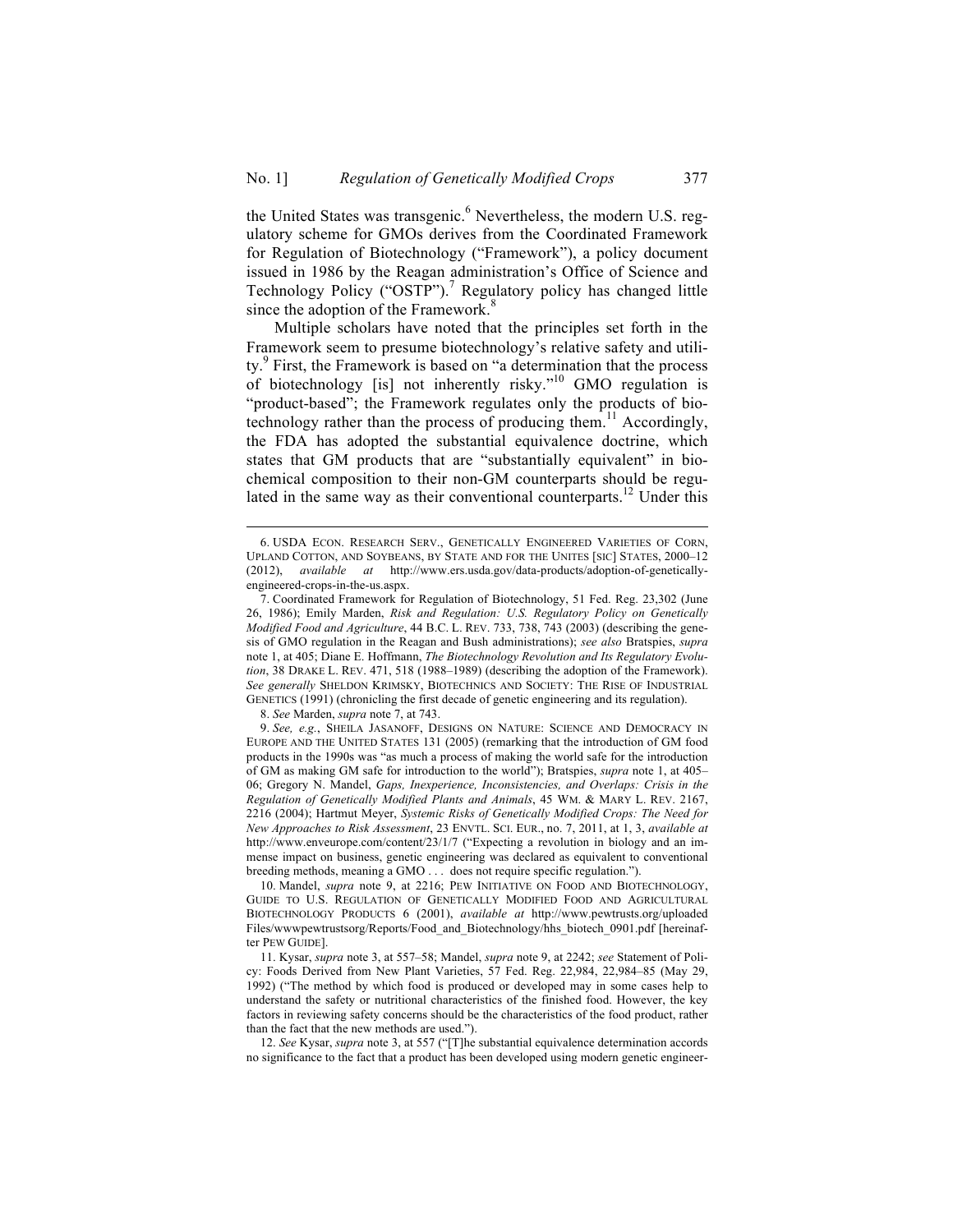the United States was transgenic.[6] Nevertheless, the modern U.S. regulatory scheme for GMOs derives from the Coordinated Framework for Regulation of Biotechnology ("Framework"), a policy document issued in 1986 by the Reagan administration's Office of Science and Technology Policy ("OSTP").[7] Regulatory policy has changed little since the adoption of the Framework.[8]

Multiple scholars have noted that the principles set forth in the Framework seem to presume biotechnology's relative safety and utility.[9] First, the Framework is based on "a determination that the process of biotechnology [is] not inherently risky."[10] GMO regulation is "product-based"; the Framework regulates only the products of biotechnology rather than the process of producing them.[11] Accordingly, the FDA has adopted the substantial equivalence doctrine, which states that GM products that are "substantially equivalent" in biochemical composition to their non-GM counterparts should be regulated in the same way as their conventional counterparts.[12] Under this

---

6. USDA ECON. RESEARCH SERV., GENETICALLY ENGINEERED VARIETIES OF CORN, UPLAND COTTON, AND SOYBEANS, BY STATE AND FOR THE UNITES [SIC] STATES, 2000–12 (2012), *available at* http://www.ers.usda.gov/data-products/adoption-of-genetically-engineered-crops-in-the-us.aspx.

7. Coordinated Framework for Regulation of Biotechnology, 51 Fed. Reg. 23,302 (June 26, 1986); Emily Marden, *Risk and Regulation: U.S. Regulatory Policy on Genetically Modified Food and Agriculture*, 44 B.C. L. REV. 733, 738, 743 (2003) (describing the genesis of GMO regulation in the Reagan and Bush administrations); *see also* Bratspies, *supra* note 1, at 405; Diane E. Hoffmann, *The Biotechnology Revolution and Its Regulatory Evolution*, 38 DRAKE L. REV. 471, 518 (1988–1989) (describing the adoption of the Framework). *See generally* SHELDON KRIMSKY, BIOTECHNICS AND SOCIETY: THE RISE OF INDUSTRIAL GENETICS (1991) (chronicling the first decade of genetic engineering and its regulation).

8. *See* Marden, *supra* note 7, at 743.

9. *See, e.g.*, SHEILA JASANOFF, DESIGNS ON NATURE: SCIENCE AND DEMOCRACY IN EUROPE AND THE UNITED STATES 131 (2005) (remarking that the introduction of GM food products in the 1990s was "as much a process of making the world safe for the introduction of GM as making GM safe for introduction to the world"); Bratspies, *supra* note 1, at 405–06; Gregory N. Mandel, *Gaps, Inexperience, Inconsistencies, and Overlaps: Crisis in the Regulation of Genetically Modified Plants and Animals*, 45 WM. & MARY L. REV. 2167, 2216 (2004); Hartmut Meyer, *Systemic Risks of Genetically Modified Crops: The Need for New Approaches to Risk Assessment*, 23 ENVTL. SCI. EUR., no. 7, 2011, at 1, 3, *available at* http://www.enveurope.com/content/23/1/7 ("Expecting a revolution in biology and an immense impact on business, genetic engineering was declared as equivalent to conventional breeding methods, meaning a GMO . . . does not require specific regulation.").

10. Mandel, *supra* note 9, at 2216; PEW INITIATIVE ON FOOD AND BIOTECHNOLOGY, GUIDE TO U.S. REGULATION OF GENETICALLY MODIFIED FOOD AND AGRICULTURAL BIOTECHNOLOGY PRODUCTS 6 (2001), *available at* http://www.pewtrusts.org/uploaded Files/wwwpewtrustsorg/Reports/Food_and_Biotechnology/hhs_biotech_0901.pdf [hereinafter PEW GUIDE].

11. Kysar, *supra* note 3, at 557–58; Mandel, *supra* note 9, at 2242; *see* Statement of Policy: Foods Derived from New Plant Varieties, 57 Fed. Reg. 22,984, 22,984–85 (May 29, 1992) ("The method by which food is produced or developed may in some cases help to understand the safety or nutritional characteristics of the finished food. However, the key factors in reviewing safety concerns should be the characteristics of the food product, rather than the fact that the new methods are used.").

12. *See* Kysar, *supra* note 3, at 557 ("[T]he substantial equivalence determination accords no significance to the fact that a product has been developed using modern genetic engineer-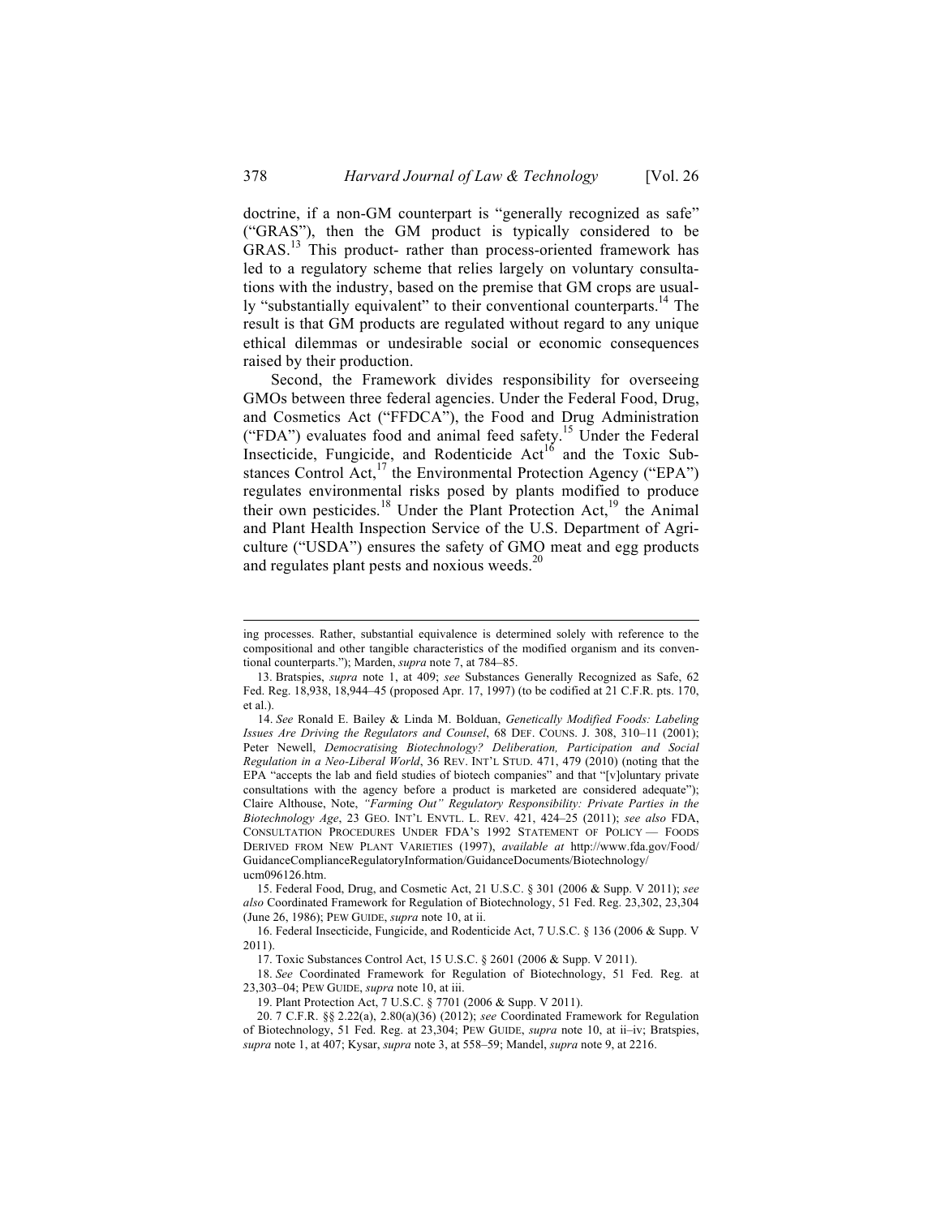doctrine, if a non-GM counterpart is "generally recognized as safe" ("GRAS"), then the GM product is typically considered to be GRAS.[13] This product- rather than process-oriented framework has led to a regulatory scheme that relies largely on voluntary consultations with the industry, based on the premise that GM crops are usually "substantially equivalent" to their conventional counterparts.[14] The result is that GM products are regulated without regard to any unique ethical dilemmas or undesirable social or economic consequences raised by their production.

Second, the Framework divides responsibility for overseeing GMOs between three federal agencies. Under the Federal Food, Drug, and Cosmetics Act ("FFDCA"), the Food and Drug Administration ("FDA") evaluates food and animal feed safety.[15] Under the Federal Insecticide, Fungicide, and Rodenticide Act[16] and the Toxic Substances Control Act,[17] the Environmental Protection Agency ("EPA") regulates environmental risks posed by plants modified to produce their own pesticides.[18] Under the Plant Protection Act,[19] the Animal and Plant Health Inspection Service of the U.S. Department of Agriculture ("USDA") ensures the safety of GMO meat and egg products and regulates plant pests and noxious weeds.[20]

---

ing processes. Rather, substantial equivalence is determined solely with reference to the compositional and other tangible characteristics of the modified organism and its conventional counterparts."); Marden, *supra* note 7, at 784–85.

13. Bratspies, *supra* note 1, at 409; *see* Substances Generally Recognized as Safe, 62 Fed. Reg. 18,938, 18,944–45 (proposed Apr. 17, 1997) (to be codified at 21 C.F.R. pts. 170, et al.).

14. *See* Ronald E. Bailey & Linda M. Bolduan, *Genetically Modified Foods: Labeling Issues Are Driving the Regulators and Counsel*, 68 DEF. COUNS. J. 308, 310–11 (2001); Peter Newell, *Democratising Biotechnology? Deliberation, Participation and Social Regulation in a Neo-Liberal World*, 36 REV. INT'L STUD. 471, 479 (2010) (noting that the EPA "accepts the lab and field studies of biotech companies" and that "[v]oluntary private consultations with the agency before a product is marketed are considered adequate"); Claire Althouse, Note, *"Farming Out" Regulatory Responsibility: Private Parties in the Biotechnology Age*, 23 GEO. INT'L ENVTL. L. REV. 421, 424–25 (2011); *see also* FDA, CONSULTATION PROCEDURES UNDER FDA'S 1992 STATEMENT OF POLICY — FOODS DERIVED FROM NEW PLANT VARIETIES (1997), *available at* http://www.fda.gov/Food/GuidanceComplianceRegulatoryInformation/GuidanceDocuments/Biotechnology/ucm096126.htm.

15. Federal Food, Drug, and Cosmetic Act, 21 U.S.C. § 301 (2006 & Supp. V 2011); *see also* Coordinated Framework for Regulation of Biotechnology, 51 Fed. Reg. 23,302, 23,304 (June 26, 1986); PEW GUIDE, *supra* note 10, at ii.

16. Federal Insecticide, Fungicide, and Rodenticide Act, 7 U.S.C. § 136 (2006 & Supp. V 2011).

17. Toxic Substances Control Act, 15 U.S.C. § 2601 (2006 & Supp. V 2011).

18. *See* Coordinated Framework for Regulation of Biotechnology, 51 Fed. Reg. at 23,303–04; PEW GUIDE, *supra* note 10, at iii.

19. Plant Protection Act, 7 U.S.C. § 7701 (2006 & Supp. V 2011).

20. 7 C.F.R. §§ 2.22(a), 2.80(a)(36) (2012); *see* Coordinated Framework for Regulation of Biotechnology, 51 Fed. Reg. at 23,304; PEW GUIDE, *supra* note 10, at ii–iv; Bratspies, *supra* note 1, at 407; Kysar, *supra* note 3, at 558–59; Mandel, *supra* note 9, at 2216.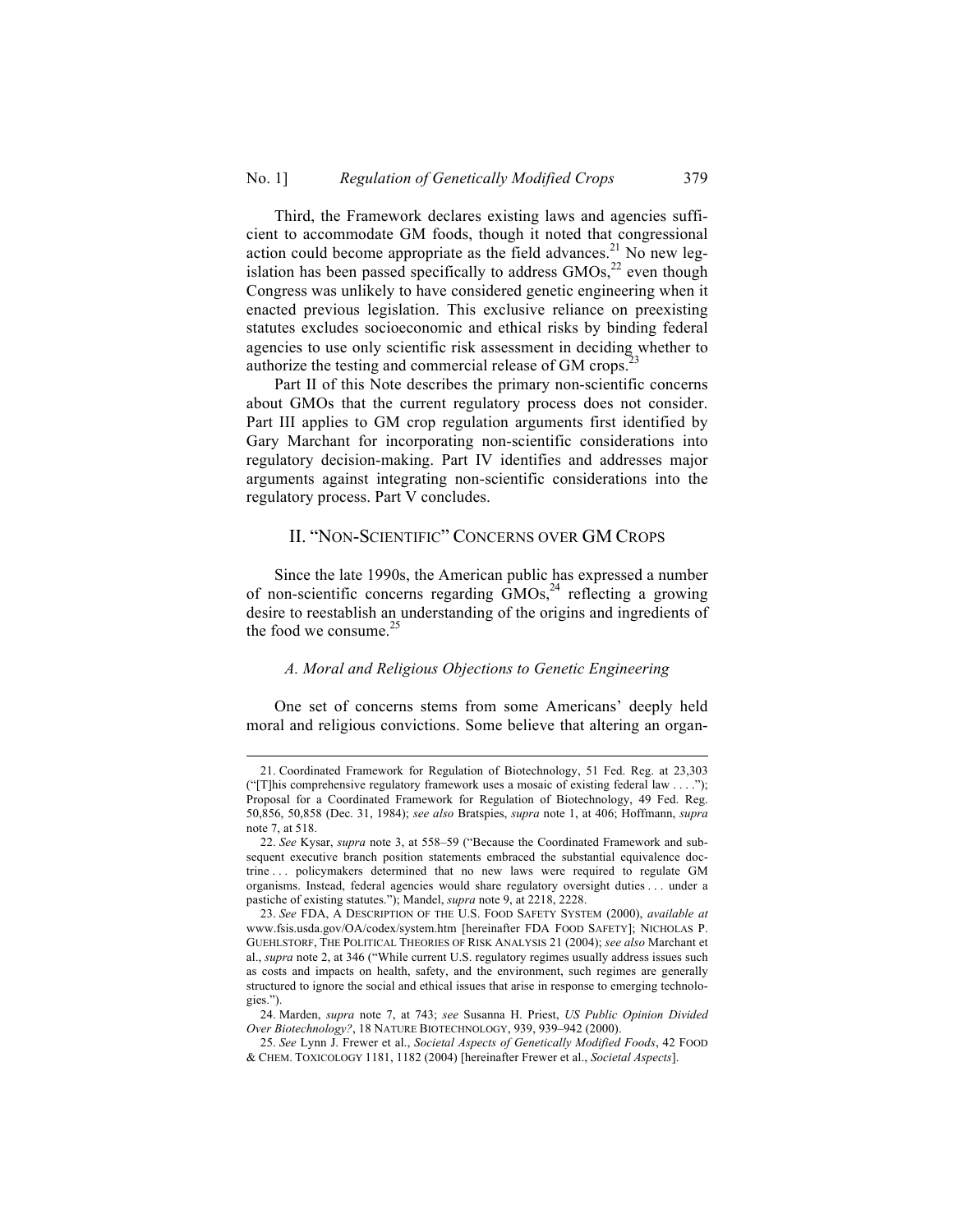Third, the Framework declares existing laws and agencies sufficient to accommodate GM foods, though it noted that congressional action could become appropriate as the field advances.[21] No new legislation has been passed specifically to address GMOs,[22] even though Congress was unlikely to have considered genetic engineering when it enacted previous legislation. This exclusive reliance on preexisting statutes excludes socioeconomic and ethical risks by binding federal agencies to use only scientific risk assessment in deciding whether to authorize the testing and commercial release of GM crops.[23]

Part II of this Note describes the primary non-scientific concerns about GMOs that the current regulatory process does not consider. Part III applies to GM crop regulation arguments first identified by Gary Marchant for incorporating non-scientific considerations into regulatory decision-making. Part IV identifies and addresses major arguments against integrating non-scientific considerations into the regulatory process. Part V concludes.

## II. "NON-SCIENTIFIC" CONCERNS OVER GM CROPS

Since the late 1990s, the American public has expressed a number of non-scientific concerns regarding GMOs,[24] reflecting a growing desire to reestablish an understanding of the origins and ingredients of the food we consume.[25]

### *A. Moral and Religious Objections to Genetic Engineering*

One set of concerns stems from some Americans' deeply held moral and religious convictions. Some believe that altering an organ-

---

21. Coordinated Framework for Regulation of Biotechnology, 51 Fed. Reg. at 23,303 ("[T]his comprehensive regulatory framework uses a mosaic of existing federal law . . . ."); Proposal for a Coordinated Framework for Regulation of Biotechnology, 49 Fed. Reg. 50,856, 50,858 (Dec. 31, 1984); *see also* Bratspies, *supra* note 1, at 406; Hoffmann, *supra* note 7, at 518.

22. *See* Kysar, *supra* note 3, at 558–59 ("Because the Coordinated Framework and subsequent executive branch position statements embraced the substantial equivalence doctrine . . . policymakers determined that no new laws were required to regulate GM organisms. Instead, federal agencies would share regulatory oversight duties . . . under a pastiche of existing statutes."); Mandel, *supra* note 9, at 2218, 2228.

23. *See* FDA, A DESCRIPTION OF THE U.S. FOOD SAFETY SYSTEM (2000), *available at* www.fsis.usda.gov/OA/codex/system.htm [hereinafter FDA FOOD SAFETY]; NICHOLAS P. GUEHLSTORF, THE POLITICAL THEORIES OF RISK ANALYSIS 21 (2004); *see also* Marchant et al., *supra* note 2, at 346 ("While current U.S. regulatory regimes usually address issues such as costs and impacts on health, safety, and the environment, such regimes are generally structured to ignore the social and ethical issues that arise in response to emerging technologies.").

24. Marden, *supra* note 7, at 743; *see* Susanna H. Priest, *US Public Opinion Divided Over Biotechnology?*, 18 NATURE BIOTECHNOLOGY, 939, 939–942 (2000).

25. *See* Lynn J. Frewer et al., *Societal Aspects of Genetically Modified Foods*, 42 FOOD & CHEM. TOXICOLOGY 1181, 1182 (2004) [hereinafter Frewer et al., *Societal Aspects*].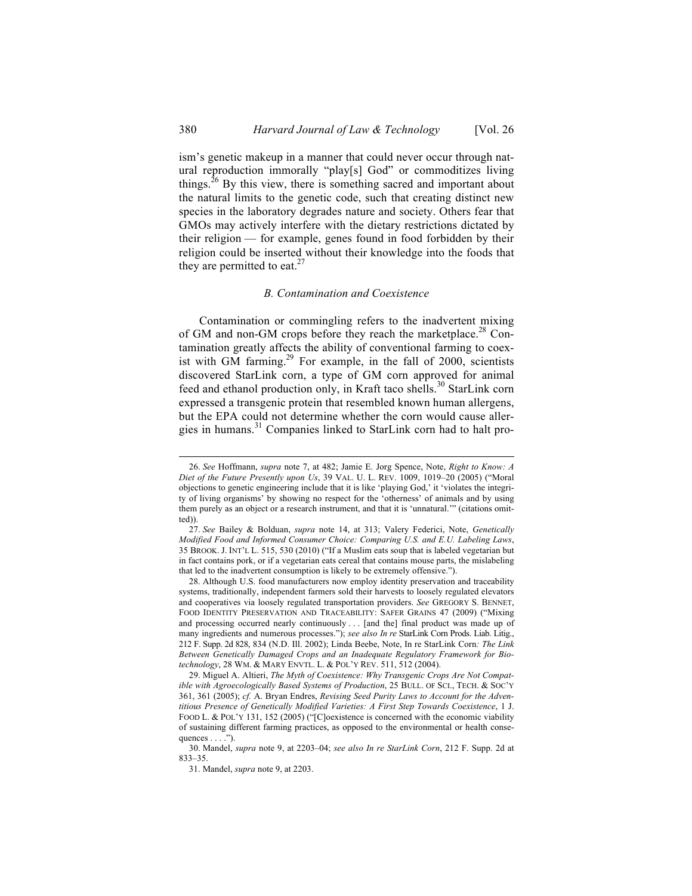ism's genetic makeup in a manner that could never occur through natural reproduction immorally "play[s] God" or commoditizes living things.[26] By this view, there is something sacred and important about the natural limits to the genetic code, such that creating distinct new species in the laboratory degrades nature and society. Others fear that GMOs may actively interfere with the dietary restrictions dictated by their religion — for example, genes found in food forbidden by their religion could be inserted without their knowledge into the foods that they are permitted to eat.[27]

### *B. Contamination and Coexistence*

Contamination or commingling refers to the inadvertent mixing of GM and non-GM crops before they reach the marketplace.[28] Contamination greatly affects the ability of conventional farming to coexist with GM farming.[29] For example, in the fall of 2000, scientists discovered StarLink corn, a type of GM corn approved for animal feed and ethanol production only, in Kraft taco shells.[30] StarLink corn expressed a transgenic protein that resembled known human allergens, but the EPA could not determine whether the corn would cause allergies in humans.[31] Companies linked to StarLink corn had to halt pro-

---

26. *See* Hoffmann, *supra* note 7, at 482; Jamie E. Jorg Spence, Note, *Right to Know: A Diet of the Future Presently upon Us*, 39 VAL. U. L. REV. 1009, 1019–20 (2005) ("Moral objections to genetic engineering include that it is like 'playing God,' it 'violates the integrity of living organisms' by showing no respect for the 'otherness' of animals and by using them purely as an object or a research instrument, and that it is 'unnatural.'" (citations omitted)).

27. *See* Bailey & Bolduan, *supra* note 14, at 313; Valery Federici, Note, *Genetically Modified Food and Informed Consumer Choice: Comparing U.S. and E.U. Labeling Laws*, 35 BROOK. J. INT'L L. 515, 530 (2010) ("If a Muslim eats soup that is labeled vegetarian but in fact contains pork, or if a vegetarian eats cereal that contains mouse parts, the mislabeling that led to the inadvertent consumption is likely to be extremely offensive.").

28. Although U.S. food manufacturers now employ identity preservation and traceability systems, traditionally, independent farmers sold their harvests to loosely regulated elevators and cooperatives via loosely regulated transportation providers. *See* GREGORY S. BENNET, FOOD IDENTITY PRESERVATION AND TRACEABILITY: SAFER GRAINS 47 (2009) ("Mixing and processing occurred nearly continuously . . . [and the] final product was made up of many ingredients and numerous processes."); *see also In re* StarLink Corn Prods. Liab. Litig., 212 F. Supp. 2d 828, 834 (N.D. Ill. 2002); Linda Beebe, Note, In re StarLink Corn*: The Link Between Genetically Damaged Crops and an Inadequate Regulatory Framework for Biotechnology*, 28 WM. & MARY ENVTL. L. & POL'Y REV. 511, 512 (2004).

29. Miguel A. Altieri, *The Myth of Coexistence: Why Transgenic Crops Are Not Compatible with Agroecologically Based Systems of Production*, 25 BULL. OF SCI., TECH. & SOC'Y 361, 361 (2005); *cf.* A. Bryan Endres, *Revising Seed Purity Laws to Account for the Adventitious Presence of Genetically Modified Varieties: A First Step Towards Coexistence*, 1 J. FOOD L. & POL'Y 131, 152 (2005) ("[C]oexistence is concerned with the economic viability of sustaining different farming practices, as opposed to the environmental or health consequences . . . .").

30. Mandel, *supra* note 9, at 2203–04; *see also In re StarLink Corn*, 212 F. Supp. 2d at 833–35.

31. Mandel, *supra* note 9, at 2203.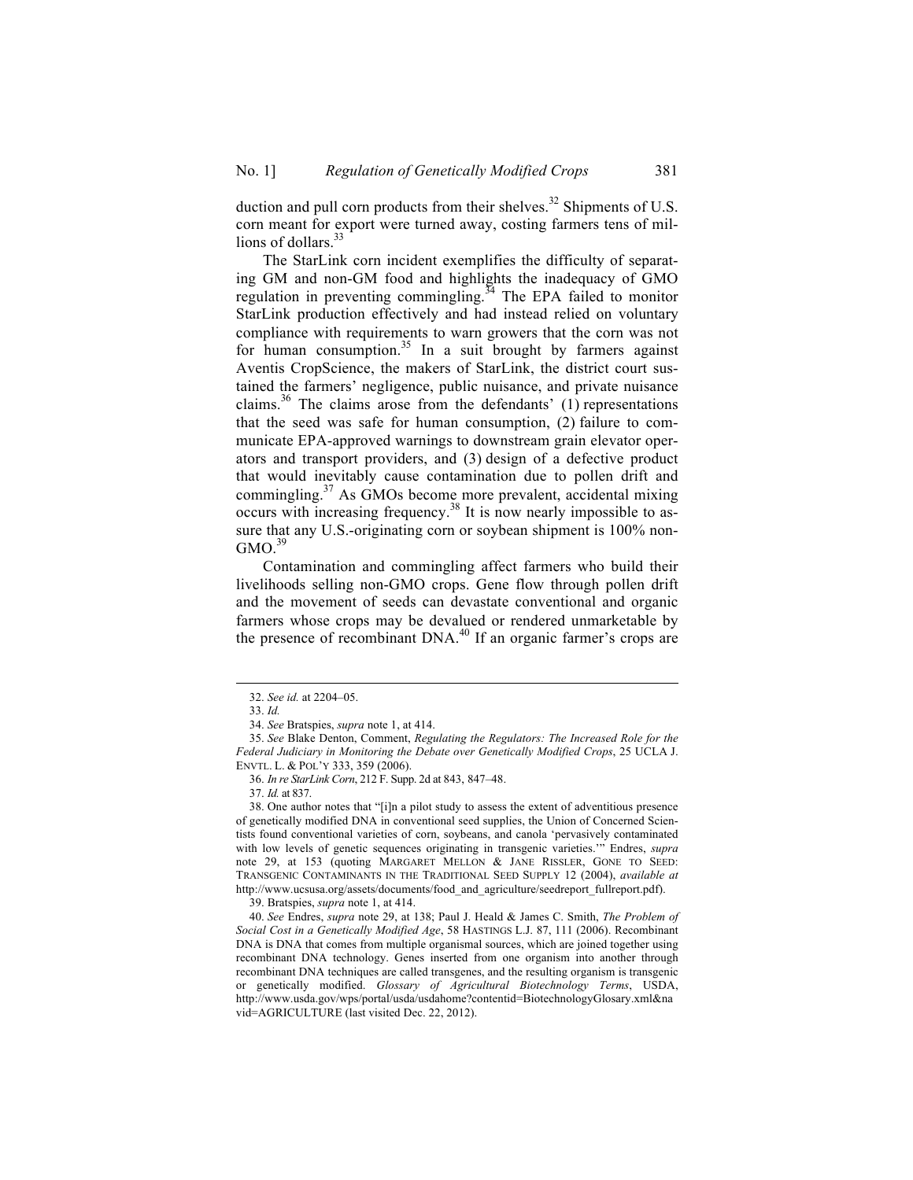duction and pull corn products from their shelves.[32] Shipments of U.S. corn meant for export were turned away, costing farmers tens of millions of dollars.[33]

The StarLink corn incident exemplifies the difficulty of separating GM and non-GM food and highlights the inadequacy of GMO regulation in preventing commingling.[34] The EPA failed to monitor StarLink production effectively and had instead relied on voluntary compliance with requirements to warn growers that the corn was not for human consumption.[35] In a suit brought by farmers against Aventis CropScience, the makers of StarLink, the district court sustained the farmers' negligence, public nuisance, and private nuisance claims.[36] The claims arose from the defendants' (1) representations that the seed was safe for human consumption, (2) failure to communicate EPA-approved warnings to downstream grain elevator operators and transport providers, and (3) design of a defective product that would inevitably cause contamination due to pollen drift and commingling.[37] As GMOs become more prevalent, accidental mixing occurs with increasing frequency.[38] It is now nearly impossible to assure that any U.S.-originating corn or soybean shipment is 100% non-GMO.[39]

Contamination and commingling affect farmers who build their livelihoods selling non-GMO crops. Gene flow through pollen drift and the movement of seeds can devastate conventional and organic farmers whose crops may be devalued or rendered unmarketable by the presence of recombinant DNA.[40] If an organic farmer's crops are

---

32. *See id.* at 2204–05.

33. *Id.*

34. *See* Bratspies, *supra* note 1, at 414.

35. *See* Blake Denton, Comment, *Regulating the Regulators: The Increased Role for the Federal Judiciary in Monitoring the Debate over Genetically Modified Crops*, 25 UCLA J. ENVTL. L. & POL'Y 333, 359 (2006).

36. *In re StarLink Corn*, 212 F. Supp. 2d at 843, 847–48.

37. *Id.* at 837.

38. One author notes that "[i]n a pilot study to assess the extent of adventitious presence of genetically modified DNA in conventional seed supplies, the Union of Concerned Scientists found conventional varieties of corn, soybeans, and canola 'pervasively contaminated with low levels of genetic sequences originating in transgenic varieties.'" Endres, *supra* note 29, at 153 (quoting MARGARET MELLON & JANE RISSLER, GONE TO SEED: TRANSGENIC CONTAMINANTS IN THE TRADITIONAL SEED SUPPLY 12 (2004), *available at* http://www.ucsusa.org/assets/documents/food_and_agriculture/seedreport_fullreport.pdf).

39. Bratspies, *supra* note 1, at 414.

40. *See* Endres, *supra* note 29, at 138; Paul J. Heald & James C. Smith, *The Problem of Social Cost in a Genetically Modified Age*, 58 HASTINGS L.J. 87, 111 (2006). Recombinant DNA is DNA that comes from multiple organismal sources, which are joined together using recombinant DNA technology. Genes inserted from one organism into another through recombinant DNA techniques are called transgenes, and the resulting organism is transgenic or genetically modified. *Glossary of Agricultural Biotechnology Terms*, USDA, http://www.usda.gov/wps/portal/usda/usdahome?contentid=BiotechnologyGlossary.xml&navid=AGRICULTURE (last visited Dec. 22, 2012).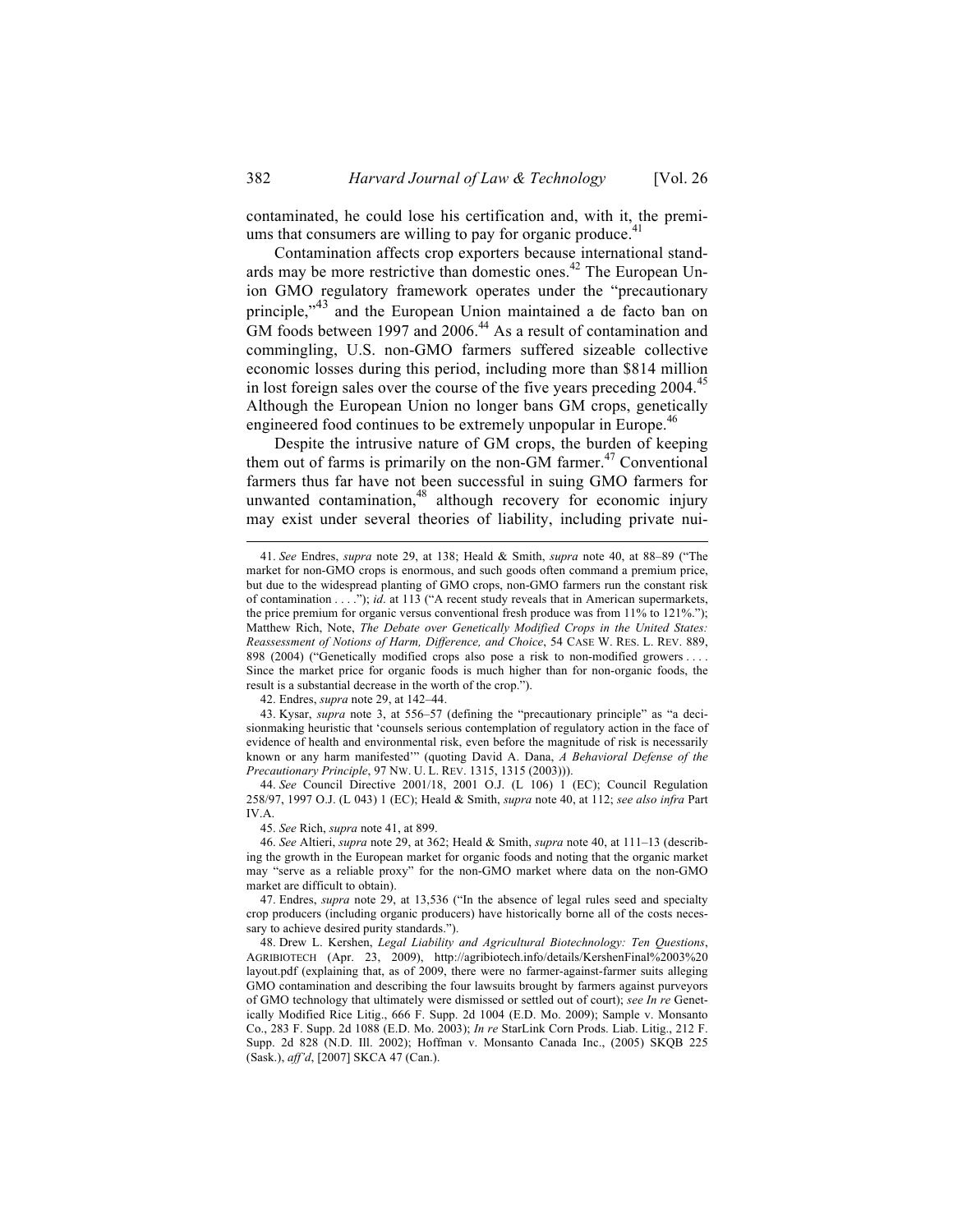contaminated, he could lose his certification and, with it, the premiums that consumers are willing to pay for organic produce.[41]

Contamination affects crop exporters because international standards may be more restrictive than domestic ones.[42] The European Union GMO regulatory framework operates under the "precautionary principle,"[43] and the European Union maintained a de facto ban on GM foods between 1997 and 2006.[44] As a result of contamination and commingling, U.S. non-GMO farmers suffered sizeable collective economic losses during this period, including more than $814 million in lost foreign sales over the course of the five years preceding 2004.[45] Although the European Union no longer bans GM crops, genetically engineered food continues to be extremely unpopular in Europe.[46]

Despite the intrusive nature of GM crops, the burden of keeping them out of farms is primarily on the non-GM farmer.[47] Conventional farmers thus far have not been successful in suing GMO farmers for unwanted contamination,[48] although recovery for economic injury may exist under several theories of liability, including private nui-

---

41. *See* Endres, *supra* note 29, at 138; Heald & Smith, *supra* note 40, at 88–89 ("The market for non-GMO crops is enormous, and such goods often command a premium price, but due to the widespread planting of GMO crops, non-GMO farmers run the constant risk of contamination . . . ."); *id*. at 113 ("A recent study reveals that in American supermarkets, the price premium for organic versus conventional fresh produce was from 11% to 121%."); Matthew Rich, Note, *The Debate over Genetically Modified Crops in the United States: Reassessment of Notions of Harm, Difference, and Choice*, 54 CASE W. RES. L. REV. 889, 898 (2004) ("Genetically modified crops also pose a risk to non-modified growers . . . . Since the market price for organic foods is much higher than for non-organic foods, the result is a substantial decrease in the worth of the crop.").

42. Endres, *supra* note 29, at 142–44.

43. Kysar, *supra* note 3, at 556–57 (defining the "precautionary principle" as "a decisionmaking heuristic that 'counsels serious contemplation of regulatory action in the face of evidence of health and environmental risk, even before the magnitude of risk is necessarily known or any harm manifested'" (quoting David A. Dana, *A Behavioral Defense of the Precautionary Principle*, 97 NW. U. L. REV. 1315, 1315 (2003))).

44. *See* Council Directive 2001/18, 2001 O.J. (L 106) 1 (EC); Council Regulation 258/97, 1997 O.J. (L 043) 1 (EC); Heald & Smith, *supra* note 40, at 112; *see also infra* Part IV.A.

45. *See* Rich, *supra* note 41, at 899.

46. *See* Altieri, *supra* note 29, at 362; Heald & Smith, *supra* note 40, at 111–13 (describing the growth in the European market for organic foods and noting that the organic market may "serve as a reliable proxy" for the non-GMO market where data on the non-GMO market are difficult to obtain).

47. Endres, *supra* note 29, at 13,536 ("In the absence of legal rules seed and specialty crop producers (including organic producers) have historically borne all of the costs necessary to achieve desired purity standards.").

48. Drew L. Kershen, *Legal Liability and Agricultural Biotechnology: Ten Questions*, AGRIBIOTECH (Apr. 23, 2009), http://agribiotech.info/details/KershenFinal%2003%20layout.pdf (explaining that, as of 2009, there were no farmer-against-farmer suits alleging GMO contamination and describing the four lawsuits brought by farmers against purveyors of GMO technology that ultimately were dismissed or settled out of court); *see In re* Genetically Modified Rice Litig., 666 F. Supp. 2d 1004 (E.D. Mo. 2009); Sample v. Monsanto Co., 283 F. Supp. 2d 1088 (E.D. Mo. 2003); *In re* StarLink Corn Prods. Liab. Litig., 212 F. Supp. 2d 828 (N.D. Ill. 2002); Hoffman v. Monsanto Canada Inc., (2005) SKQB 225 (Sask.), *aff'd*, [2007] SKCA 47 (Can.).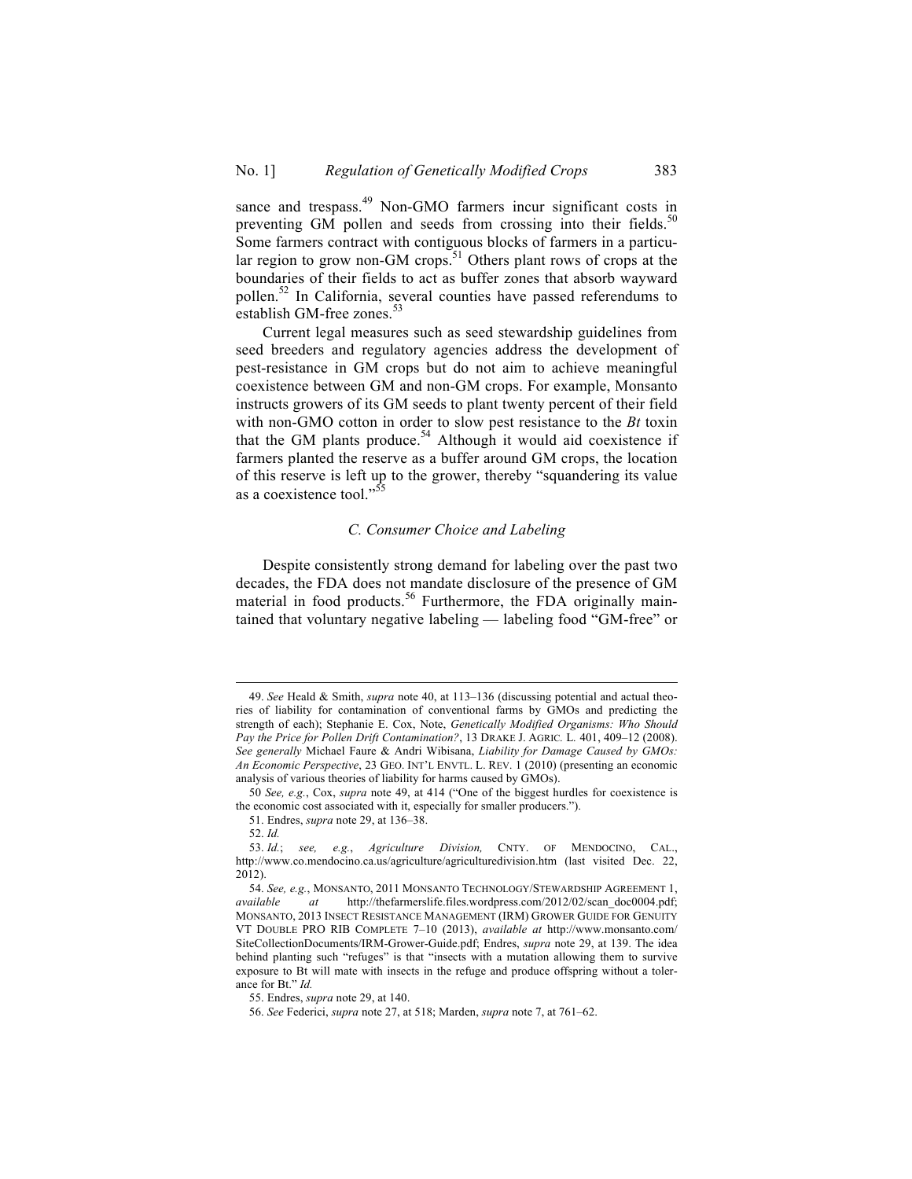sance and trespass.[49] Non-GMO farmers incur significant costs in preventing GM pollen and seeds from crossing into their fields.[50] Some farmers contract with contiguous blocks of farmers in a particular region to grow non-GM crops.[51] Others plant rows of crops at the boundaries of their fields to act as buffer zones that absorb wayward pollen.[52] In California, several counties have passed referendums to establish GM-free zones.[53]

Current legal measures such as seed stewardship guidelines from seed breeders and regulatory agencies address the development of pest-resistance in GM crops but do not aim to achieve meaningful coexistence between GM and non-GM crops. For example, Monsanto instructs growers of its GM seeds to plant twenty percent of their field with non-GMO cotton in order to slow pest resistance to the *Bt* toxin that the GM plants produce.[54] Although it would aid coexistence if farmers planted the reserve as a buffer around GM crops, the location of this reserve is left up to the grower, thereby "squandering its value as a coexistence tool."[55]

### *C. Consumer Choice and Labeling*

Despite consistently strong demand for labeling over the past two decades, the FDA does not mandate disclosure of the presence of GM material in food products.[56] Furthermore, the FDA originally maintained that voluntary negative labeling — labeling food "GM-free" or

---

49. *See* Heald & Smith, *supra* note 40, at 113–136 (discussing potential and actual theories of liability for contamination of conventional farms by GMOs and predicting the strength of each); Stephanie E. Cox, Note, *Genetically Modified Organisms: Who Should Pay the Price for Pollen Drift Contamination?*, 13 DRAKE J. AGRIC. L. 401, 409–12 (2008). *See generally* Michael Faure & Andri Wibisana, *Liability for Damage Caused by GMOs: An Economic Perspective*, 23 GEO. INT'L ENVTL. L. REV. 1 (2010) (presenting an economic analysis of various theories of liability for harms caused by GMOs).

50 *See, e.g.*, Cox, *supra* note 49, at 414 ("One of the biggest hurdles for coexistence is the economic cost associated with it, especially for smaller producers.").

51. Endres, *supra* note 29, at 136–38.

52. *Id.*

53. *Id.*; *see, e.g.*, *Agriculture Division,* CNTY. OF MENDOCINO, CAL., http://www.co.mendocino.ca.us/agriculture/agriculturedivision.htm (last visited Dec. 22, 2012).

54. *See, e.g.*, MONSANTO, 2011 MONSANTO TECHNOLOGY/STEWARDSHIP AGREEMENT 1, *available at* http://thefarmerslife.files.wordpress.com/2012/02/scan_doc0004.pdf; MONSANTO, 2013 INSECT RESISTANCE MANAGEMENT (IRM) GROWER GUIDE FOR GENUITY VT DOUBLE PRO RIB COMPLETE 7–10 (2013), *available at* http://www.monsanto.com/SiteCollectionDocuments/IRM-Grower-Guide.pdf; Endres, *supra* note 29, at 139. The idea behind planting such "refuges" is that "insects with a mutation allowing them to survive exposure to Bt will mate with insects in the refuge and produce offspring without a tolerance for Bt." *Id.*

55. Endres, *supra* note 29, at 140.

56. *See* Federici, *supra* note 27, at 518; Marden, *supra* note 7, at 761–62.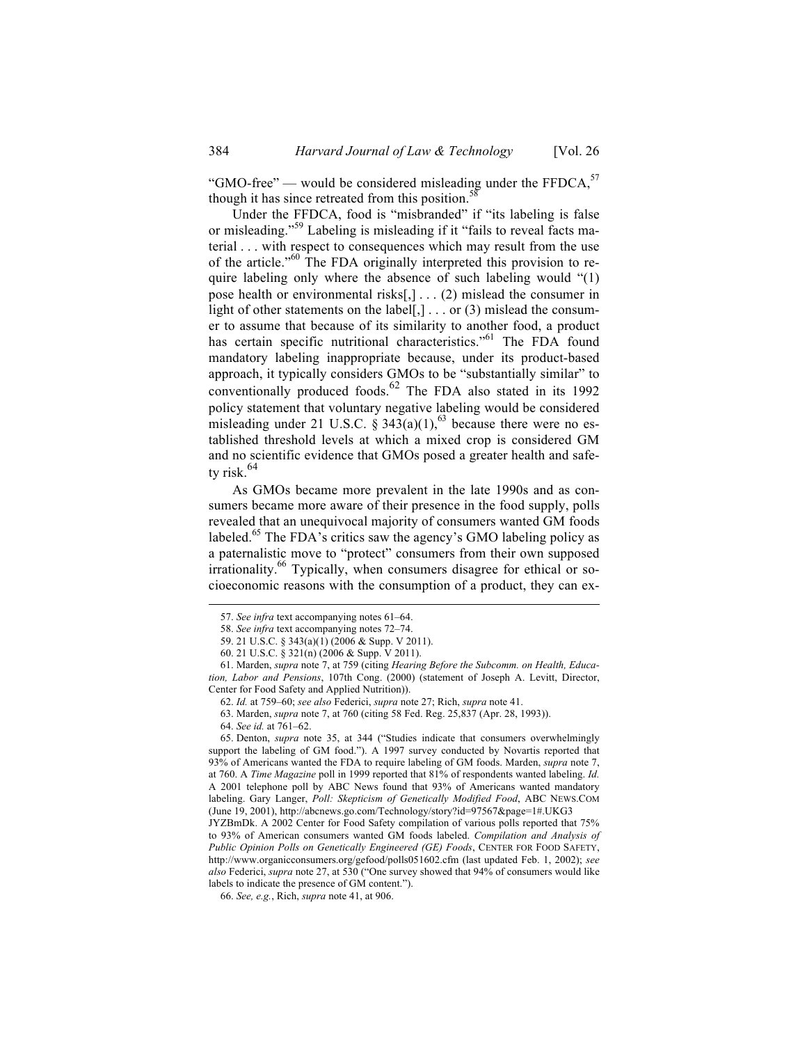"GMO-free" — would be considered misleading under the FFDCA,[57] though it has since retreated from this position.[58]

Under the FFDCA, food is "misbranded" if "its labeling is false or misleading."[59] Labeling is misleading if it "fails to reveal facts material . . . with respect to consequences which may result from the use of the article."[60] The FDA originally interpreted this provision to require labeling only where the absence of such labeling would "(1) pose health or environmental risks[,] . . . (2) mislead the consumer in light of other statements on the label[,] . . . or (3) mislead the consumer to assume that because of its similarity to another food, a product has certain specific nutritional characteristics."[61] The FDA found mandatory labeling inappropriate because, under its product-based approach, it typically considers GMOs to be "substantially similar" to conventionally produced foods.[62] The FDA also stated in its 1992 policy statement that voluntary negative labeling would be considered misleading under 21 U.S.C. § 343(a)(1),[63] because there were no established threshold levels at which a mixed crop is considered GM and no scientific evidence that GMOs posed a greater health and safety risk.[64]

As GMOs became more prevalent in the late 1990s and as consumers became more aware of their presence in the food supply, polls revealed that an unequivocal majority of consumers wanted GM foods labeled.[65] The FDA's critics saw the agency's GMO labeling policy as a paternalistic move to "protect" consumers from their own supposed irrationality.[66] Typically, when consumers disagree for ethical or socioeconomic reasons with the consumption of a product, they can ex-

---

57. *See infra* text accompanying notes 61–64.

58. *See infra* text accompanying notes 72–74.

59. 21 U.S.C. § 343(a)(1) (2006 & Supp. V 2011).

60. 21 U.S.C. § 321(n) (2006 & Supp. V 2011).

61. Marden, *supra* note 7, at 759 (citing *Hearing Before the Subcomm. on Health, Education, Labor and Pensions*, 107th Cong. (2000) (statement of Joseph A. Levitt, Director, Center for Food Safety and Applied Nutrition)).

62. *Id.* at 759–60; *see also* Federici, *supra* note 27; Rich, *supra* note 41.

63. Marden, *supra* note 7, at 760 (citing 58 Fed. Reg. 25,837 (Apr. 28, 1993)).

64. *See id.* at 761–62.

65. Denton, *supra* note 35, at 344 ("Studies indicate that consumers overwhelmingly support the labeling of GM food."). A 1997 survey conducted by Novartis reported that 93% of Americans wanted the FDA to require labeling of GM foods. Marden, *supra* note 7, at 760. A *Time Magazine* poll in 1999 reported that 81% of respondents wanted labeling. *Id.* A 2001 telephone poll by ABC News found that 93% of Americans wanted mandatory labeling. Gary Langer, *Poll: Skepticism of Genetically Modified Food*, ABC NEWS.COM (June 19, 2001), http://abcnews.go.com/Technology/story?id=97567&page=1#.UKG3JYZBmDk. A 2002 Center for Food Safety compilation of various polls reported that 75% to 93% of American consumers wanted GM foods labeled. *Compilation and Analysis of Public Opinion Polls on Genetically Engineered (GE) Foods*, CENTER FOR FOOD SAFETY, http://www.organicconsumers.org/gefood/polls051602.cfm (last updated Feb. 1, 2002); *see also* Federici, *supra* note 27, at 530 ("One survey showed that 94% of consumers would like labels to indicate the presence of GM content.").

66. *See, e.g.*, Rich, *supra* note 41, at 906.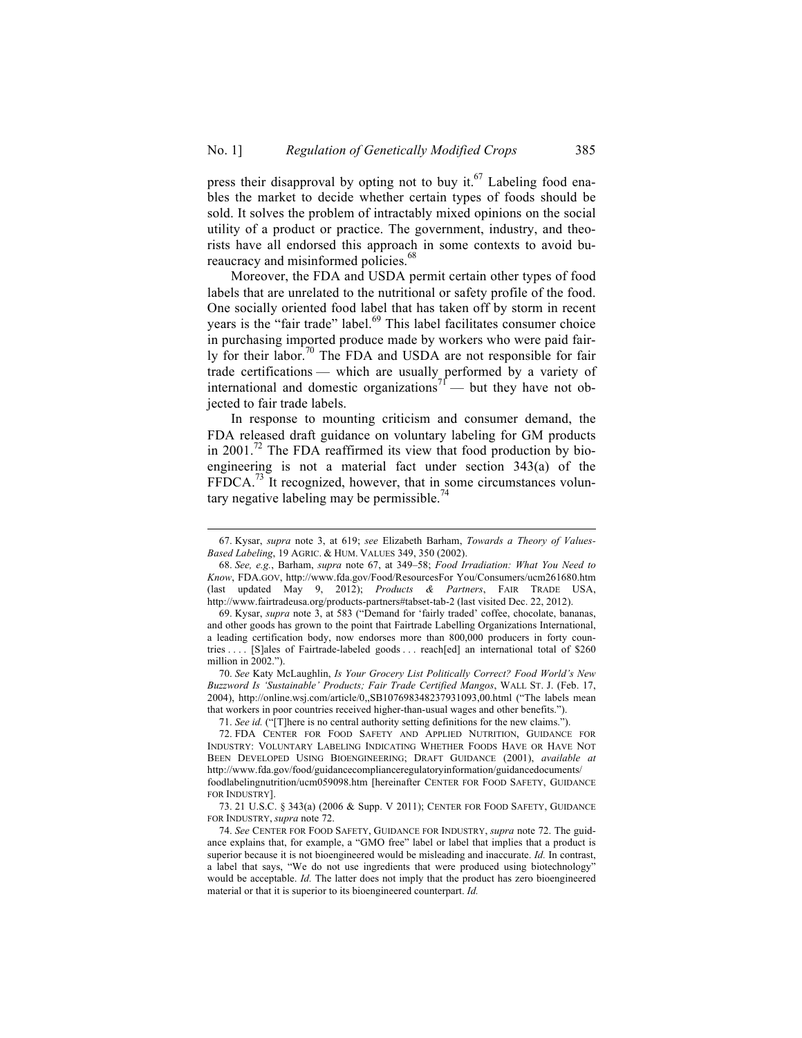press their disapproval by opting not to buy it.[67] Labeling food enables the market to decide whether certain types of foods should be sold. It solves the problem of intractably mixed opinions on the social utility of a product or practice. The government, industry, and theorists have all endorsed this approach in some contexts to avoid bureaucracy and misinformed policies.[68]

Moreover, the FDA and USDA permit certain other types of food labels that are unrelated to the nutritional or safety profile of the food. One socially oriented food label that has taken off by storm in recent years is the "fair trade" label.[69] This label facilitates consumer choice in purchasing imported produce made by workers who were paid fairly for their labor.[70] The FDA and USDA are not responsible for fair trade certifications — which are usually performed by a variety of international and domestic organizations[71] — but they have not objected to fair trade labels.

In response to mounting criticism and consumer demand, the FDA released draft guidance on voluntary labeling for GM products in 2001.[72] The FDA reaffirmed its view that food production by bioengineering is not a material fact under section 343(a) of the FFDCA.[73] It recognized, however, that in some circumstances voluntary negative labeling may be permissible.[74]

---

67. Kysar, *supra* note 3, at 619; *see* Elizabeth Barham, *Towards a Theory of Values-Based Labeling*, 19 AGRIC. & HUM. VALUES 349, 350 (2002).

68. *See, e.g.*, Barham, *supra* note 67, at 349–58; *Food Irradiation: What You Need to Know*, FDA.GOV, http://www.fda.gov/Food/ResourcesFor You/Consumers/ucm261680.htm (last updated May 9, 2012); *Products & Partners*, FAIR TRADE USA, http://www.fairtradeusa.org/products-partners#tabset-tab-2 (last visited Dec. 22, 2012).

69. Kysar, *supra* note 3, at 583 ("Demand for 'fairly traded' coffee, chocolate, bananas, and other goods has grown to the point that Fairtrade Labelling Organizations International, a leading certification body, now endorses more than 800,000 producers in forty countries . . . . [S]ales of Fairtrade-labeled goods . . . reach[ed] an international total of $260 million in 2002.").

70. *See* Katy McLaughlin, *Is Your Grocery List Politically Correct? Food World's New Buzzword Is 'Sustainable' Products; Fair Trade Certified Mangos*, WALL ST. J. (Feb. 17, 2004), http://online.wsj.com/article/0,,SB107698348237931093,00.html ("The labels mean that workers in poor countries received higher-than-usual wages and other benefits.").

71. *See id.* ("[T]here is no central authority setting definitions for the new claims.").

72. FDA CENTER FOR FOOD SAFETY AND APPLIED NUTRITION, GUIDANCE FOR INDUSTRY: VOLUNTARY LABELING INDICATING WHETHER FOODS HAVE OR HAVE NOT BEEN DEVELOPED USING BIOENGINEERING; DRAFT GUIDANCE (2001), *available at* http://www.fda.gov/food/guidancecomplianceregulatoryinformation/guidancedocuments/foodlabelingnutrition/ucm059098.htm [hereinafter CENTER FOR FOOD SAFETY, GUIDANCE FOR INDUSTRY].

73. 21 U.S.C. § 343(a) (2006 & Supp. V 2011); CENTER FOR FOOD SAFETY, GUIDANCE FOR INDUSTRY, *supra* note 72.

74. *See* CENTER FOR FOOD SAFETY, GUIDANCE FOR INDUSTRY, *supra* note 72. The guidance explains that, for example, a "GMO free" label or label that implies that a product is superior because it is not bioengineered would be misleading and inaccurate. *Id.* In contrast, a label that says, "We do not use ingredients that were produced using biotechnology" would be acceptable. *Id.* The latter does not imply that the product has zero bioengineered material or that it is superior to its bioengineered counterpart. *Id.*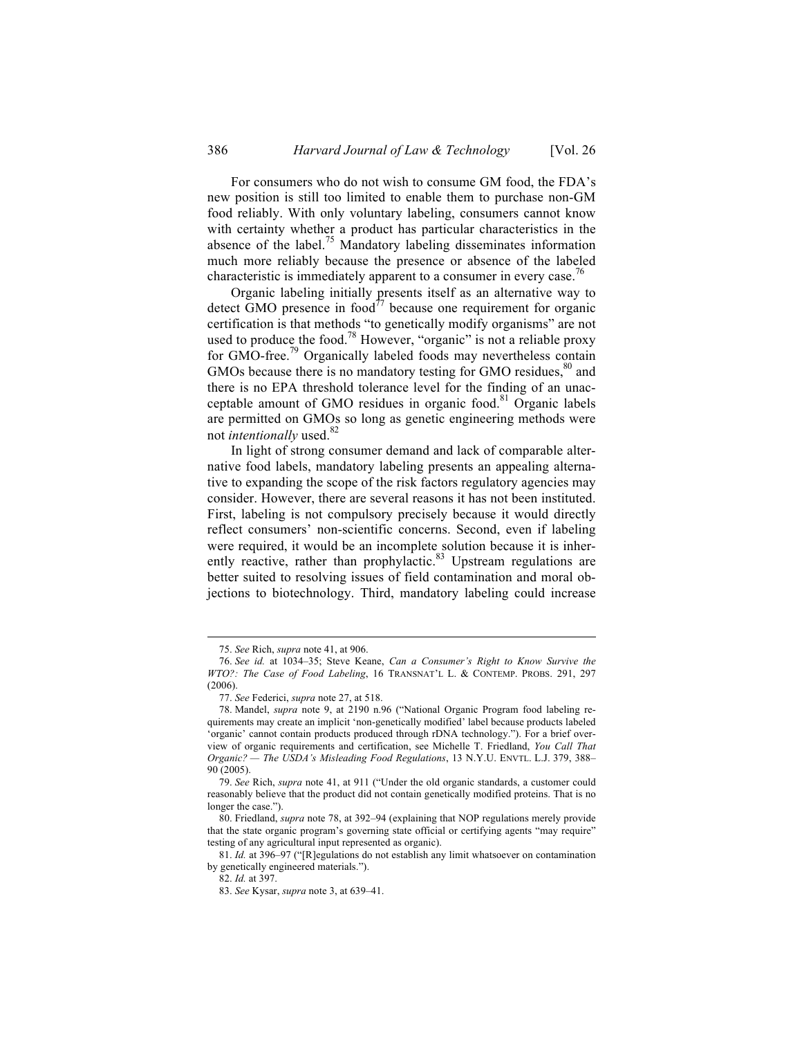For consumers who do not wish to consume GM food, the FDA's new position is still too limited to enable them to purchase non-GM food reliably. With only voluntary labeling, consumers cannot know with certainty whether a product has particular characteristics in the absence of the label.[75] Mandatory labeling disseminates information much more reliably because the presence or absence of the labeled characteristic is immediately apparent to a consumer in every case.[76]

Organic labeling initially presents itself as an alternative way to detect GMO presence in food[77] because one requirement for organic certification is that methods "to genetically modify organisms" are not used to produce the food.[78] However, "organic" is not a reliable proxy for GMO-free.[79] Organically labeled foods may nevertheless contain GMOs because there is no mandatory testing for GMO residues,[80] and there is no EPA threshold tolerance level for the finding of an unacceptable amount of GMO residues in organic food.[81] Organic labels are permitted on GMOs so long as genetic engineering methods were not *intentionally* used.[82]

In light of strong consumer demand and lack of comparable alternative food labels, mandatory labeling presents an appealing alternative to expanding the scope of the risk factors regulatory agencies may consider. However, there are several reasons it has not been instituted. First, labeling is not compulsory precisely because it would directly reflect consumers' non-scientific concerns. Second, even if labeling were required, it would be an incomplete solution because it is inherently reactive, rather than prophylactic.[83] Upstream regulations are better suited to resolving issues of field contamination and moral objections to biotechnology. Third, mandatory labeling could increase

---

75. *See* Rich, *supra* note 41, at 906.

76. *See id.* at 1034–35; Steve Keane, *Can a Consumer's Right to Know Survive the WTO?: The Case of Food Labeling*, 16 TRANSNAT'L L. & CONTEMP. PROBS. 291, 297 (2006).

77. *See* Federici, *supra* note 27, at 518.

78. Mandel, *supra* note 9, at 2190 n.96 ("National Organic Program food labeling requirements may create an implicit 'non-genetically modified' label because products labeled 'organic' cannot contain products produced through rDNA technology."). For a brief overview of organic requirements and certification, see Michelle T. Friedland, *You Call That Organic? — The USDA's Misleading Food Regulations*, 13 N.Y.U. ENVTL. L.J. 379, 388–90 (2005).

79. *See* Rich, *supra* note 41, at 911 ("Under the old organic standards, a customer could reasonably believe that the product did not contain genetically modified proteins. That is no longer the case.").

80. Friedland, *supra* note 78, at 392–94 (explaining that NOP regulations merely provide that the state organic program's governing state official or certifying agents "may require" testing of any agricultural input represented as organic).

81. *Id.* at 396–97 ("[R]egulations do not establish any limit whatsoever on contamination by genetically engineered materials.").

82. *Id.* at 397.

83. *See* Kysar, *supra* note 3, at 639–41.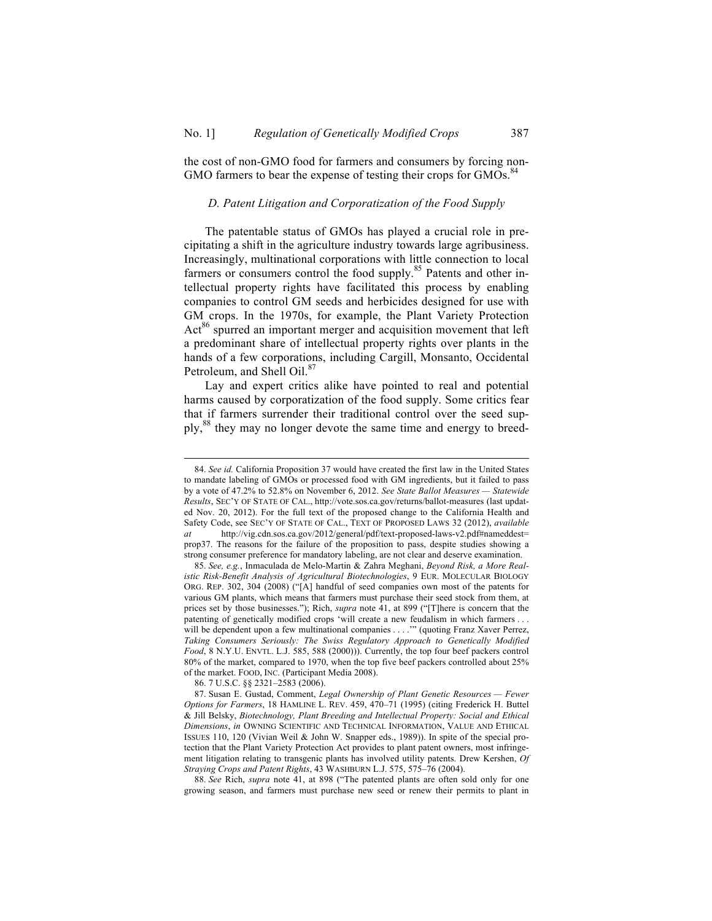the cost of non-GMO food for farmers and consumers by forcing non-GMO farmers to bear the expense of testing their crops for GMOs.[84]

### *D. Patent Litigation and Corporatization of the Food Supply*

The patentable status of GMOs has played a crucial role in precipitating a shift in the agriculture industry towards large agribusiness. Increasingly, multinational corporations with little connection to local farmers or consumers control the food supply.[85] Patents and other intellectual property rights have facilitated this process by enabling companies to control GM seeds and herbicides designed for use with GM crops. In the 1970s, for example, the Plant Variety Protection Act[86] spurred an important merger and acquisition movement that left a predominant share of intellectual property rights over plants in the hands of a few corporations, including Cargill, Monsanto, Occidental Petroleum, and Shell Oil.[87]

Lay and expert critics alike have pointed to real and potential harms caused by corporatization of the food supply. Some critics fear that if farmers surrender their traditional control over the seed supply,[88] they may no longer devote the same time and energy to breed-

---

84. *See id.* California Proposition 37 would have created the first law in the United States to mandate labeling of GMOs or processed food with GM ingredients, but it failed to pass by a vote of 47.2% to 52.8% on November 6, 2012. *See State Ballot Measures — Statewide Results*, SEC'Y OF STATE OF CAL., http://vote.sos.ca.gov/returns/ballot-measures (last updated Nov. 20, 2012). For the full text of the proposed change to the California Health and Safety Code, see SEC'Y OF STATE OF CAL., TEXT OF PROPOSED LAWS 32 (2012), *available at* http://vig.cdn.sos.ca.gov/2012/general/pdf/text-proposed-laws-v2.pdf#nameddest=prop37. The reasons for the failure of the proposition to pass, despite studies showing a strong consumer preference for mandatory labeling, are not clear and deserve examination.

85. *See, e.g.*, Inmaculada de Melo-Martin & Zahra Meghani, *Beyond Risk, a More Realistic Risk-Benefit Analysis of Agricultural Biotechnologies*, 9 EUR. MOLECULAR BIOLOGY ORG. REP. 302, 304 (2008) ("[A] handful of seed companies own most of the patents for various GM plants, which means that farmers must purchase their seed stock from them, at prices set by those businesses."); Rich, *supra* note 41, at 899 ("[T]here is concern that the patenting of genetically modified crops 'will create a new feudalism in which farmers . . . will be dependent upon a few multinational companies . . . .'" (quoting Franz Xaver Perrez, *Taking Consumers Seriously: The Swiss Regulatory Approach to Genetically Modified Food*, 8 N.Y.U. ENVTL. L.J. 585, 588 (2000))). Currently, the top four beef packers control 80% of the market, compared to 1970, when the top five beef packers controlled about 25% of the market. FOOD, INC. (Participant Media 2008).

86. 7 U.S.C. §§ 2321–2583 (2006).

87. Susan E. Gustad, Comment, *Legal Ownership of Plant Genetic Resources — Fewer Options for Farmers*, 18 HAMLINE L. REV. 459, 470–71 (1995) (citing Frederick H. Buttel & Jill Belsky, *Biotechnology, Plant Breeding and Intellectual Property: Social and Ethical Dimensions*, *in* OWNING SCIENTIFIC AND TECHNICAL INFORMATION, VALUE AND ETHICAL ISSUES 110, 120 (Vivian Weil & John W. Snapper eds., 1989)). In spite of the special protection that the Plant Variety Protection Act provides to plant patent owners, most infringement litigation relating to transgenic plants has involved utility patents. Drew Kershen, *Of Straying Crops and Patent Rights*, 43 WASHBURN L.J. 575, 575–76 (2004).

88. *See* Rich, *supra* note 41, at 898 ("The patented plants are often sold only for one growing season, and farmers must purchase new seed or renew their permits to plant in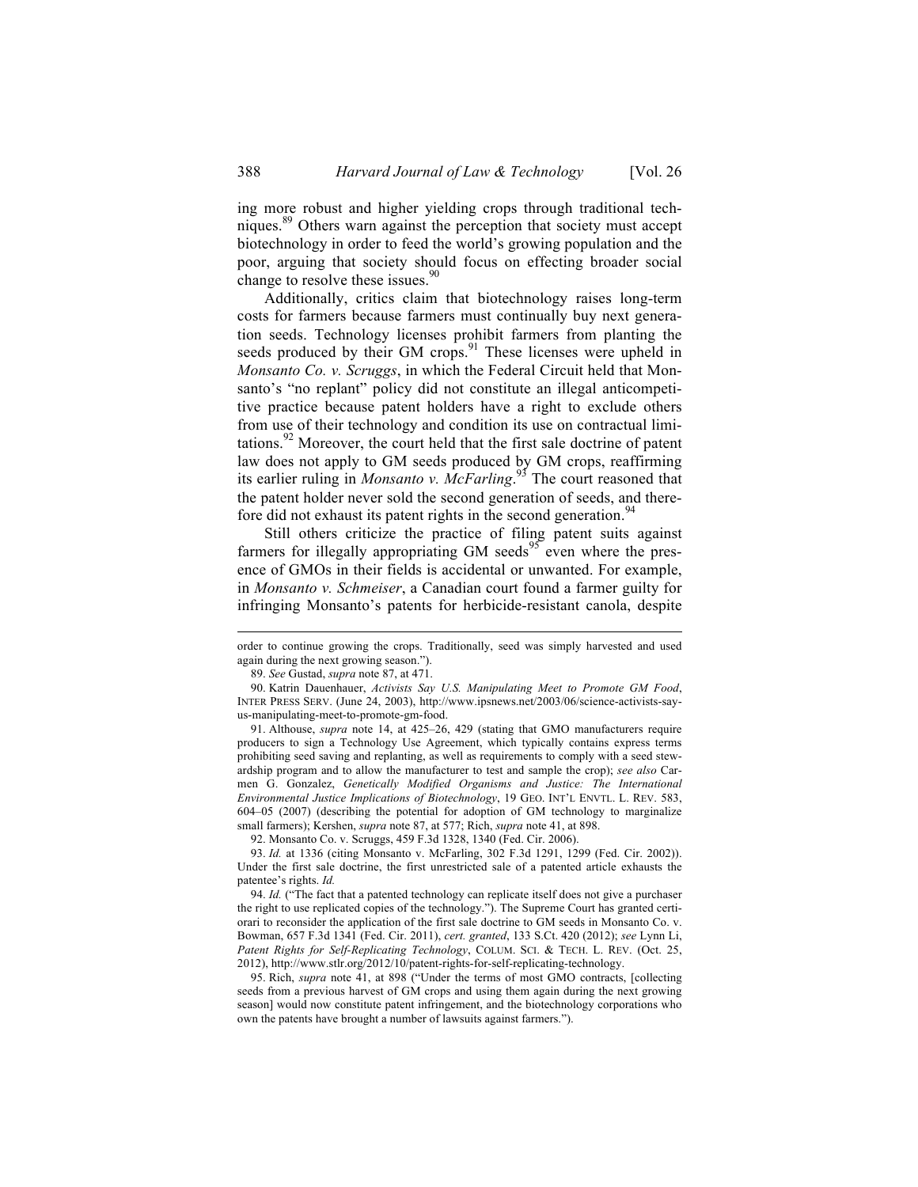ing more robust and higher yielding crops through traditional techniques.[89] Others warn against the perception that society must accept biotechnology in order to feed the world's growing population and the poor, arguing that society should focus on effecting broader social change to resolve these issues.[90]

Additionally, critics claim that biotechnology raises long-term costs for farmers because farmers must continually buy next generation seeds. Technology licenses prohibit farmers from planting the seeds produced by their GM crops.[91] These licenses were upheld in *Monsanto Co. v. Scruggs*, in which the Federal Circuit held that Monsanto's "no replant" policy did not constitute an illegal anticompetitive practice because patent holders have a right to exclude others from use of their technology and condition its use on contractual limitations.[92] Moreover, the court held that the first sale doctrine of patent law does not apply to GM seeds produced by GM crops, reaffirming its earlier ruling in *Monsanto v. McFarling*.[93] The court reasoned that the patent holder never sold the second generation of seeds, and therefore did not exhaust its patent rights in the second generation.[94]

Still others criticize the practice of filing patent suits against farmers for illegally appropriating GM seeds[95] even where the presence of GMOs in their fields is accidental or unwanted. For example, in *Monsanto v. Schmeiser*, a Canadian court found a farmer guilty for infringing Monsanto's patents for herbicide-resistant canola, despite

---

order to continue growing the crops. Traditionally, seed was simply harvested and used again during the next growing season.").

89. *See* Gustad, *supra* note 87, at 471.

90. Katrin Dauenhauer, *Activists Say U.S. Manipulating Meet to Promote GM Food*, INTER PRESS SERV. (June 24, 2003), http://www.ipsnews.net/2003/06/science-activists-say-us-manipulating-meet-to-promote-gm-food.

91. Althouse, *supra* note 14, at 425–26, 429 (stating that GMO manufacturers require producers to sign a Technology Use Agreement, which typically contains express terms prohibiting seed saving and replanting, as well as requirements to comply with a seed stewardship program and to allow the manufacturer to test and sample the crop); *see also* Carmen G. Gonzalez, *Genetically Modified Organisms and Justice: The International Environmental Justice Implications of Biotechnology*, 19 GEO. INT'L ENVTL. L. REV. 583, 604–05 (2007) (describing the potential for adoption of GM technology to marginalize small farmers); Kershen, *supra* note 87, at 577; Rich, *supra* note 41, at 898.

92. Monsanto Co. v. Scruggs, 459 F.3d 1328, 1340 (Fed. Cir. 2006).

93. *Id.* at 1336 (citing Monsanto v. McFarling, 302 F.3d 1291, 1299 (Fed. Cir. 2002)). Under the first sale doctrine, the first unrestricted sale of a patented article exhausts the patentee's rights. *Id.*

94. *Id.* ("The fact that a patented technology can replicate itself does not give a purchaser the right to use replicated copies of the technology."). The Supreme Court has granted certiorari to reconsider the application of the first sale doctrine to GM seeds in Monsanto Co. v. Bowman, 657 F.3d 1341 (Fed. Cir. 2011), *cert. granted*, 133 S.Ct. 420 (2012); *see* Lynn Li, *Patent Rights for Self-Replicating Technology*, COLUM. SCI. & TECH. L. REV. (Oct. 25, 2012), http://www.stlr.org/2012/10/patent-rights-for-self-replicating-technology.

95. Rich, *supra* note 41, at 898 ("Under the terms of most GMO contracts, [collecting seeds from a previous harvest of GM crops and using them again during the next growing season] would now constitute patent infringement, and the biotechnology corporations who own the patents have brought a number of lawsuits against farmers.").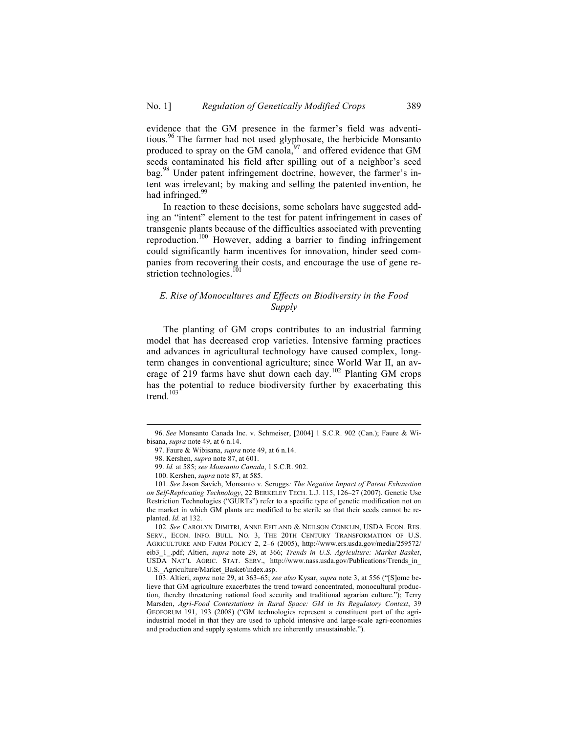evidence that the GM presence in the farmer's field was adventitious.[96] The farmer had not used glyphosate, the herbicide Monsanto produced to spray on the GM canola,[97] and offered evidence that GM seeds contaminated his field after spilling out of a neighbor's seed bag.[98] Under patent infringement doctrine, however, the farmer's intent was irrelevant; by making and selling the patented invention, he had infringed.[99]

In reaction to these decisions, some scholars have suggested adding an "intent" element to the test for patent infringement in cases of transgenic plants because of the difficulties associated with preventing reproduction.[100] However, adding a barrier to finding infringement could significantly harm incentives for innovation, hinder seed companies from recovering their costs, and encourage the use of gene restriction technologies.[101]

### *E. Rise of Monocultures and Effects on Biodiversity in the Food Supply*

The planting of GM crops contributes to an industrial farming model that has decreased crop varieties. Intensive farming practices and advances in agricultural technology have caused complex, long-term changes in conventional agriculture; since World War II, an average of 219 farms have shut down each day.[102] Planting GM crops has the potential to reduce biodiversity further by exacerbating this trend.[103]

---

96. *See* Monsanto Canada Inc. v. Schmeiser, [2004] 1 S.C.R. 902 (Can.); Faure & Wibisana, *supra* note 49, at 6 n.14.

97. Faure & Wibisana, *supra* note 49, at 6 n.14.

98. Kershen, *supra* note 87, at 601.

99. *Id.* at 585; *see Monsanto Canada*, 1 S.C.R. 902.

100. Kershen, *supra* note 87, at 585.

101. *See* Jason Savich, Monsanto v. Scruggs*: The Negative Impact of Patent Exhaustion on Self-Replicating Technology*, 22 BERKELEY TECH. L.J. 115, 126–27 (2007). Genetic Use Restriction Technologies ("GURTs") refer to a specific type of genetic modification not on the market in which GM plants are modified to be sterile so that their seeds cannot be replanted. *Id.* at 132.

102. *See* CAROLYN DIMITRI, ANNE EFFLAND & NEILSON CONKLIN, USDA ECON. RES. SERV., ECON. INFO. BULL. NO. 3, THE 20TH CENTURY TRANSFORMATION OF U.S. AGRICULTURE AND FARM POLICY 2, 2–6 (2005), http://www.ers.usda.gov/media/259572/eib3_1_.pdf; Altieri, *supra* note 29, at 366; *Trends in U.S. Agriculture: Market Basket*, USDA NAT'L AGRIC. STAT. SERV., http://www.nass.usda.gov/Publications/Trends_in_U.S._Agriculture/Market_Basket/index.asp.

103. Altieri, *supra* note 29, at 363–65; *see also* Kysar, *supra* note 3, at 556 ("[S]ome believe that GM agriculture exacerbates the trend toward concentrated, monocultural production, thereby threatening national food security and traditional agrarian culture."); Terry Marsden, *Agri-Food Contestations in Rural Space: GM in Its Regulatory Context*, 39 GEOFORUM 191, 193 (2008) ("GM technologies represent a constituent part of the agri-industrial model in that they are used to uphold intensive and large-scale agri-economies and production and supply systems which are inherently unsustainable.").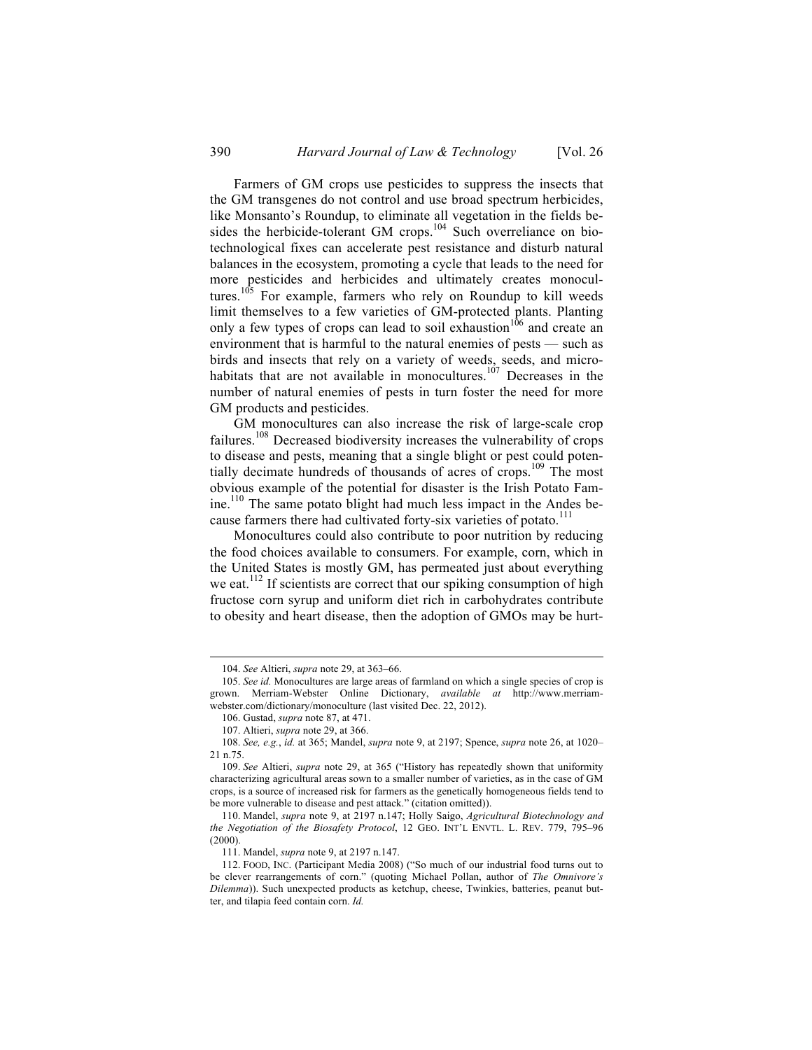Farmers of GM crops use pesticides to suppress the insects that the GM transgenes do not control and use broad spectrum herbicides, like Monsanto's Roundup, to eliminate all vegetation in the fields besides the herbicide-tolerant GM crops.[104] Such overreliance on biotechnological fixes can accelerate pest resistance and disturb natural balances in the ecosystem, promoting a cycle that leads to the need for more pesticides and herbicides and ultimately creates monocultures.[105] For example, farmers who rely on Roundup to kill weeds limit themselves to a few varieties of GM-protected plants. Planting only a few types of crops can lead to soil exhaustion[106] and create an environment that is harmful to the natural enemies of pests — such as birds and insects that rely on a variety of weeds, seeds, and microhabitats that are not available in monocultures.[107] Decreases in the number of natural enemies of pests in turn foster the need for more GM products and pesticides.

GM monocultures can also increase the risk of large-scale crop failures.[108] Decreased biodiversity increases the vulnerability of crops to disease and pests, meaning that a single blight or pest could potentially decimate hundreds of thousands of acres of crops.[109] The most obvious example of the potential for disaster is the Irish Potato Famine.[110] The same potato blight had much less impact in the Andes because farmers there had cultivated forty-six varieties of potato.[111]

Monocultures could also contribute to poor nutrition by reducing the food choices available to consumers. For example, corn, which in the United States is mostly GM, has permeated just about everything we eat.[112] If scientists are correct that our spiking consumption of high fructose corn syrup and uniform diet rich in carbohydrates contribute to obesity and heart disease, then the adoption of GMOs may be hurt-

---

104. *See* Altieri, *supra* note 29, at 363–66.

105. *See id.* Monocultures are large areas of farmland on which a single species of crop is grown. Merriam-Webster Online Dictionary, *available at* http://www.merriam-webster.com/dictionary/monoculture (last visited Dec. 22, 2012).

106. Gustad, *supra* note 87, at 471.

107. Altieri, *supra* note 29, at 366.

108. *See, e.g.*, *id.* at 365; Mandel, *supra* note 9, at 2197; Spence, *supra* note 26, at 1020–21 n.75.

109. *See* Altieri, *supra* note 29, at 365 ("History has repeatedly shown that uniformity characterizing agricultural areas sown to a smaller number of varieties, as in the case of GM crops, is a source of increased risk for farmers as the genetically homogeneous fields tend to be more vulnerable to disease and pest attack." (citation omitted)).

110. Mandel, *supra* note 9, at 2197 n.147; Holly Saigo, *Agricultural Biotechnology and the Negotiation of the Biosafety Protocol*, 12 GEO. INT'L ENVTL. L. REV. 779, 795–96 (2000).

111. Mandel, *supra* note 9, at 2197 n.147.

112. FOOD, INC. (Participant Media 2008) ("So much of our industrial food turns out to be clever rearrangements of corn." (quoting Michael Pollan, author of *The Omnivore's Dilemma*)). Such unexpected products as ketchup, cheese, Twinkies, batteries, peanut butter, and tilapia feed contain corn. *Id.*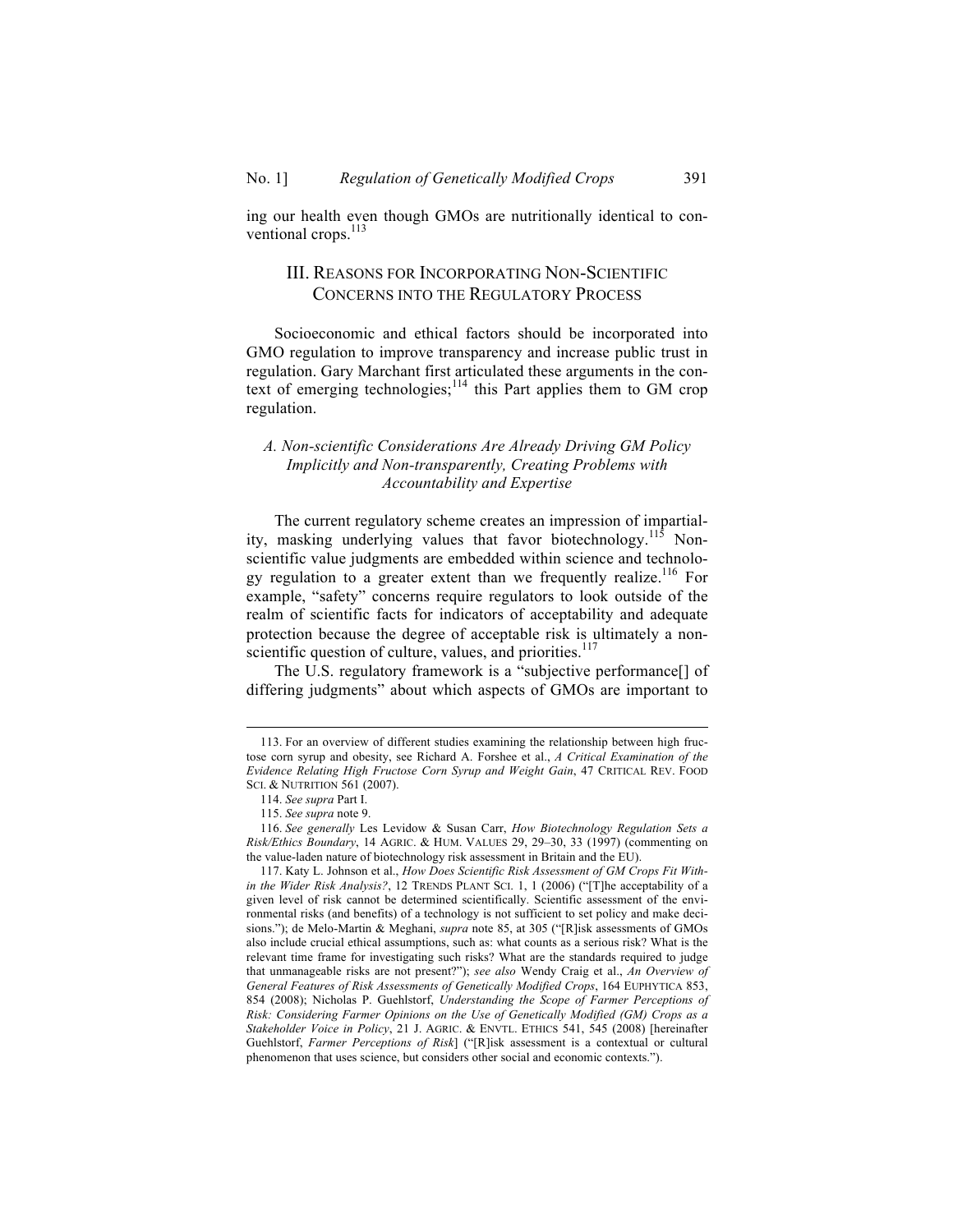ing our health even though GMOs are nutritionally identical to conventional crops.[113]

## III. Reasons for Incorporating Non-Scientific Concerns into the Regulatory Process

Socioeconomic and ethical factors should be incorporated into GMO regulation to improve transparency and increase public trust in regulation. Gary Marchant first articulated these arguments in the context of emerging technologies;[114] this Part applies them to GM crop regulation.

### *A. Non-scientific Considerations Are Already Driving GM Policy Implicitly and Non-transparently, Creating Problems with Accountability and Expertise*

The current regulatory scheme creates an impression of impartiality, masking underlying values that favor biotechnology.[115] Non-scientific value judgments are embedded within science and technology regulation to a greater extent than we frequently realize.[116] For example, "safety" concerns require regulators to look outside of the realm of scientific facts for indicators of acceptability and adequate protection because the degree of acceptable risk is ultimately a non-scientific question of culture, values, and priorities.[117]

The U.S. regulatory framework is a "subjective performance[] of differing judgments" about which aspects of GMOs are important to

---

113. For an overview of different studies examining the relationship between high fructose corn syrup and obesity, see Richard A. Forshee et al., *A Critical Examination of the Evidence Relating High Fructose Corn Syrup and Weight Gain*, 47 Critical Rev. Food Sci. & Nutrition 561 (2007).

114. *See supra* Part I.

115. *See supra* note 9.

116. *See generally* Les Levidow & Susan Carr, *How Biotechnology Regulation Sets a Risk/Ethics Boundary*, 14 Agric. & Hum. Values 29, 29–30, 33 (1997) (commenting on the value-laden nature of biotechnology risk assessment in Britain and the EU).

117. Katy L. Johnson et al., *How Does Scientific Risk Assessment of GM Crops Fit Within the Wider Risk Analysis?*, 12 Trends Plant Sci. 1, 1 (2006) ("[T]he acceptability of a given level of risk cannot be determined scientifically. Scientific assessment of the environmental risks (and benefits) of a technology is not sufficient to set policy and make decisions."); de Melo-Martin & Meghani, *supra* note 85, at 305 ("[R]isk assessments of GMOs also include crucial ethical assumptions, such as: what counts as a serious risk? What is the relevant time frame for investigating such risks? What are the standards required to judge that unmanageable risks are not present?"); *see also* Wendy Craig et al., *An Overview of General Features of Risk Assessments of Genetically Modified Crops*, 164 Euphytica 853, 854 (2008); Nicholas P. Guehlstorf, *Understanding the Scope of Farmer Perceptions of Risk: Considering Farmer Opinions on the Use of Genetically Modified (GM) Crops as a Stakeholder Voice in Policy*, 21 J. Agric. & Envtl. Ethics 541, 545 (2008) [hereinafter Guehlstorf, *Farmer Perceptions of Risk*] ("[R]isk assessment is a contextual or cultural phenomenon that uses science, but considers other social and economic contexts.").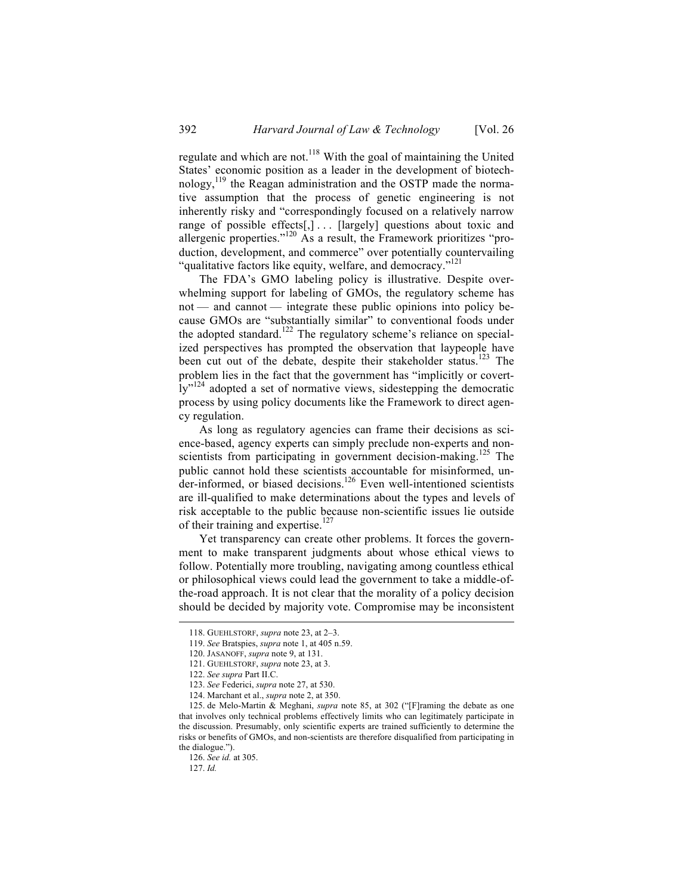regulate and which are not.[118] With the goal of maintaining the United States' economic position as a leader in the development of biotechnology,[119] the Reagan administration and the OSTP made the normative assumption that the process of genetic engineering is not inherently risky and "correspondingly focused on a relatively narrow range of possible effects[,] . . . [largely] questions about toxic and allergenic properties."[120] As a result, the Framework prioritizes "production, development, and commerce" over potentially countervailing "qualitative factors like equity, welfare, and democracy."[121]

The FDA's GMO labeling policy is illustrative. Despite overwhelming support for labeling of GMOs, the regulatory scheme has not — and cannot — integrate these public opinions into policy because GMOs are "substantially similar" to conventional foods under the adopted standard.[122] The regulatory scheme's reliance on specialized perspectives has prompted the observation that laypeople have been cut out of the debate, despite their stakeholder status.[123] The problem lies in the fact that the government has "implicitly or covertly"[124] adopted a set of normative views, sidestepping the democratic process by using policy documents like the Framework to direct agency regulation.

As long as regulatory agencies can frame their decisions as science-based, agency experts can simply preclude non-experts and non-scientists from participating in government decision-making.[125] The public cannot hold these scientists accountable for misinformed, under-informed, or biased decisions.[126] Even well-intentioned scientists are ill-qualified to make determinations about the types and levels of risk acceptable to the public because non-scientific issues lie outside of their training and expertise.[127]

Yet transparency can create other problems. It forces the government to make transparent judgments about whose ethical views to follow. Potentially more troubling, navigating among countless ethical or philosophical views could lead the government to take a middle-of-the-road approach. It is not clear that the morality of a policy decision should be decided by majority vote. Compromise may be inconsistent

118. GUEHLSTORF, *supra* note 23, at 2–3.

119. *See* Bratspies, *supra* note 1, at 405 n.59.

120. JASANOFF, *supra* note 9, at 131.

121. GUEHLSTORF, *supra* note 23, at 3.

122. *See supra* Part II.C.

123. *See* Federici, *supra* note 27, at 530.

124. Marchant et al., *supra* note 2, at 350.

125. de Melo-Martin & Meghani, *supra* note 85, at 302 ("[F]raming the debate as one that involves only technical problems effectively limits who can legitimately participate in the discussion. Presumably, only scientific experts are trained sufficiently to determine the risks or benefits of GMOs, and non-scientists are therefore disqualified from participating in the dialogue.").

126. *See id.* at 305.

127. *Id.*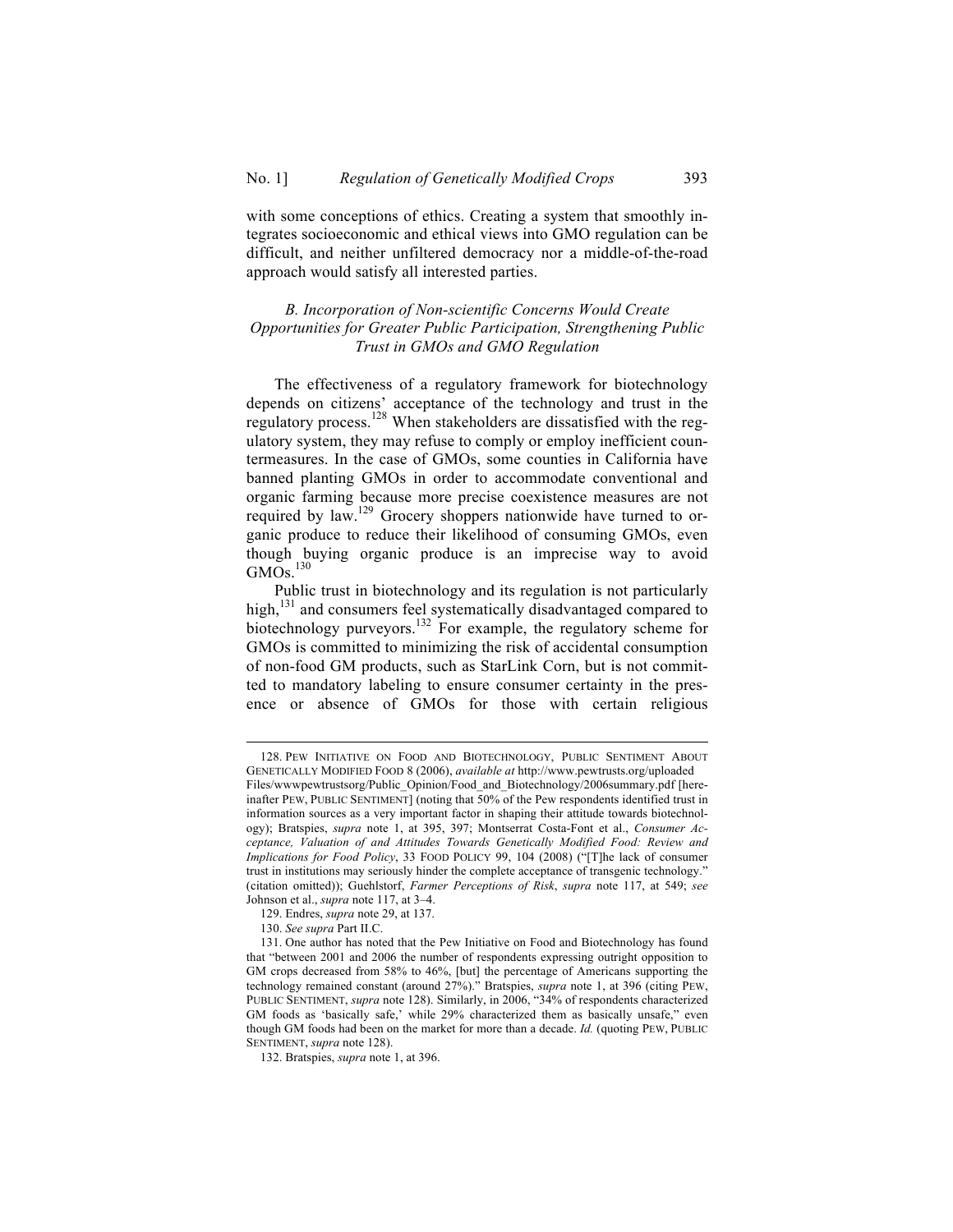with some conceptions of ethics. Creating a system that smoothly integrates socioeconomic and ethical views into GMO regulation can be difficult, and neither unfiltered democracy nor a middle-of-the-road approach would satisfy all interested parties.

### *B. Incorporation of Non-scientific Concerns Would Create Opportunities for Greater Public Participation, Strengthening Public Trust in GMOs and GMO Regulation*

The effectiveness of a regulatory framework for biotechnology depends on citizens' acceptance of the technology and trust in the regulatory process.[128] When stakeholders are dissatisfied with the regulatory system, they may refuse to comply or employ inefficient countermeasures. In the case of GMOs, some counties in California have banned planting GMOs in order to accommodate conventional and organic farming because more precise coexistence measures are not required by law.[129] Grocery shoppers nationwide have turned to organic produce to reduce their likelihood of consuming GMOs, even though buying organic produce is an imprecise way to avoid GMOs.[130]

Public trust in biotechnology and its regulation is not particularly high,[131] and consumers feel systematically disadvantaged compared to biotechnology purveyors.[132] For example, the regulatory scheme for GMOs is committed to minimizing the risk of accidental consumption of non-food GM products, such as StarLink Corn, but is not committed to mandatory labeling to ensure consumer certainty in the presence or absence of GMOs for those with certain religious

---

128. PEW INITIATIVE ON FOOD AND BIOTECHNOLOGY, PUBLIC SENTIMENT ABOUT GENETICALLY MODIFIED FOOD 8 (2006), *available at* http://www.pewtrusts.org/uploaded Files/wwwpewtrustsorg/Public_Opinion/Food_and_Biotechnology/2006summary.pdf [hereinafter PEW, PUBLIC SENTIMENT] (noting that 50% of the Pew respondents identified trust in information sources as a very important factor in shaping their attitude towards biotechnology); Bratspies, *supra* note 1, at 395, 397; Montserrat Costa-Font et al., *Consumer Acceptance, Valuation of and Attitudes Towards Genetically Modified Food: Review and Implications for Food Policy*, 33 FOOD POLICY 99, 104 (2008) ("[T]he lack of consumer trust in institutions may seriously hinder the complete acceptance of transgenic technology." (citation omitted)); Guehlstorf, *Farmer Perceptions of Risk*, *supra* note 117, at 549; *see* Johnson et al., *supra* note 117, at 3–4.

129. Endres, *supra* note 29, at 137.

130. *See supra* Part II.C.

131. One author has noted that the Pew Initiative on Food and Biotechnology has found that "between 2001 and 2006 the number of respondents expressing outright opposition to GM crops decreased from 58% to 46%, [but] the percentage of Americans supporting the technology remained constant (around 27%)." Bratspies, *supra* note 1, at 396 (citing PEW, PUBLIC SENTIMENT, *supra* note 128). Similarly, in 2006, "34% of respondents characterized GM foods as 'basically safe,' while 29% characterized them as basically unsafe," even though GM foods had been on the market for more than a decade. *Id.* (quoting PEW, PUBLIC SENTIMENT, *supra* note 128).

132. Bratspies, *supra* note 1, at 396.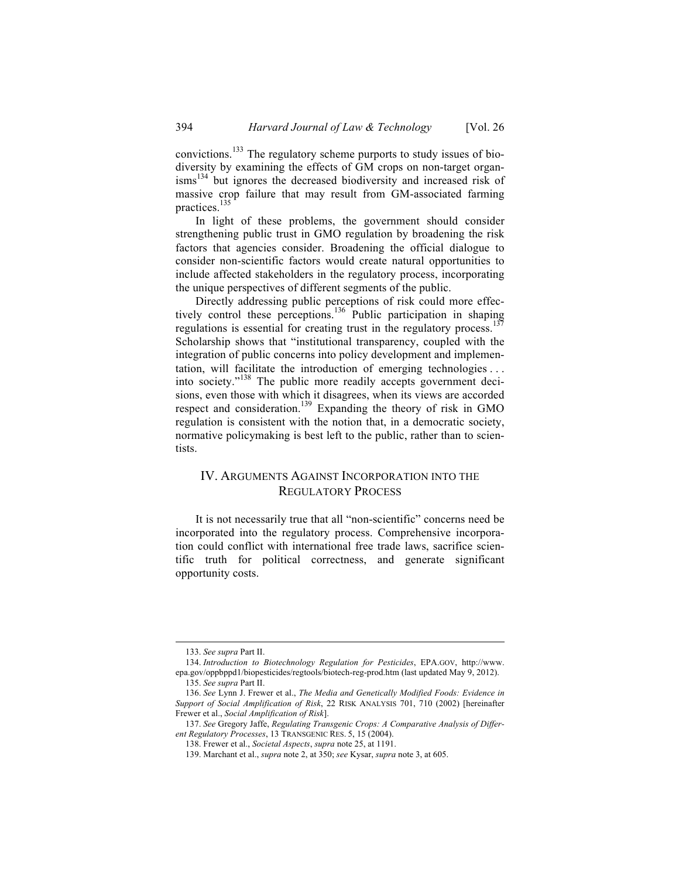convictions.[133] The regulatory scheme purports to study issues of biodiversity by examining the effects of GM crops on non-target organisms[134] but ignores the decreased biodiversity and increased risk of massive crop failure that may result from GM-associated farming practices.[135]

In light of these problems, the government should consider strengthening public trust in GMO regulation by broadening the risk factors that agencies consider. Broadening the official dialogue to consider non-scientific factors would create natural opportunities to include affected stakeholders in the regulatory process, incorporating the unique perspectives of different segments of the public.

Directly addressing public perceptions of risk could more effectively control these perceptions.[136] Public participation in shaping regulations is essential for creating trust in the regulatory process.[137] Scholarship shows that "institutional transparency, coupled with the integration of public concerns into policy development and implementation, will facilitate the introduction of emerging technologies . . . into society."[138] The public more readily accepts government decisions, even those with which it disagrees, when its views are accorded respect and consideration.[139] Expanding the theory of risk in GMO regulation is consistent with the notion that, in a democratic society, normative policymaking is best left to the public, rather than to scientists.

## IV. Arguments Against Incorporation into the Regulatory Process

It is not necessarily true that all "non-scientific" concerns need be incorporated into the regulatory process. Comprehensive incorporation could conflict with international free trade laws, sacrifice scientific truth for political correctness, and generate significant opportunity costs.

---

133. *See supra* Part II.

134. *Introduction to Biotechnology Regulation for Pesticides*, EPA.GOV, http://www.epa.gov/oppbppd1/biopesticides/regtools/biotech-reg-prod.htm (last updated May 9, 2012).

135. *See supra* Part II.

136. *See* Lynn J. Frewer et al., *The Media and Genetically Modified Foods: Evidence in Support of Social Amplification of Risk*, 22 RISK ANALYSIS 701, 710 (2002) [hereinafter Frewer et al., *Social Amplification of Risk*].

137. *See* Gregory Jaffe, *Regulating Transgenic Crops: A Comparative Analysis of Different Regulatory Processes*, 13 TRANSGENIC RES. 5, 15 (2004).

138. Frewer et al., *Societal Aspects*, *supra* note 25, at 1191.

139. Marchant et al., *supra* note 2, at 350; *see* Kysar, *supra* note 3, at 605.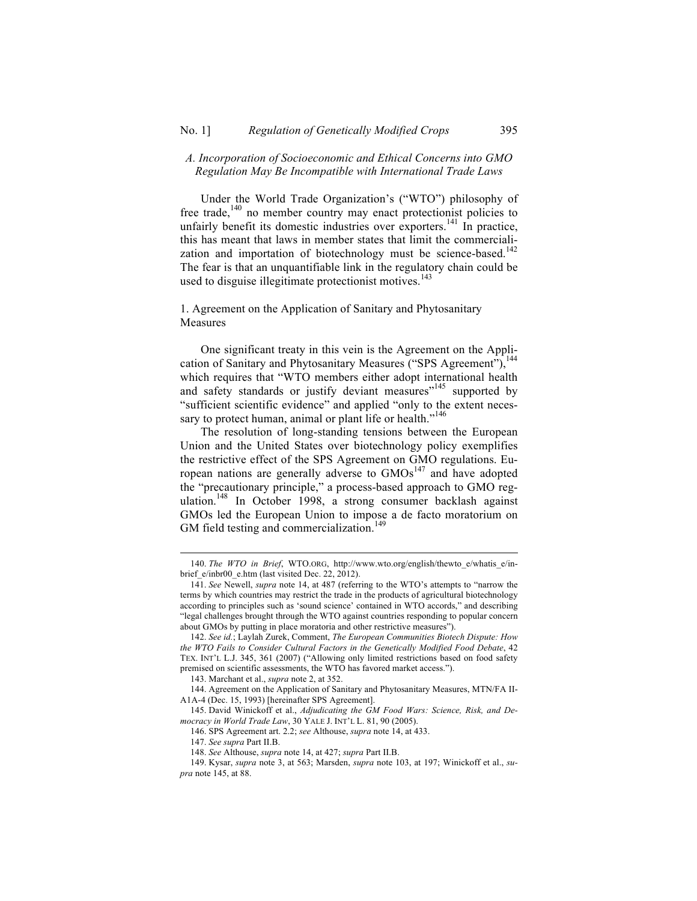### A. Incorporation of Socioeconomic and Ethical Concerns into GMO Regulation May Be Incompatible with International Trade Laws

Under the World Trade Organization's ("WTO") philosophy of free trade,[140] no member country may enact protectionist policies to unfairly benefit its domestic industries over exporters.[141] In practice, this has meant that laws in member states that limit the commercialization and importation of biotechnology must be science-based.[142] The fear is that an unquantifiable link in the regulatory chain could be used to disguise illegitimate protectionist motives.[143]

#### 1. Agreement on the Application of Sanitary and Phytosanitary Measures

One significant treaty in this vein is the Agreement on the Application of Sanitary and Phytosanitary Measures ("SPS Agreement"),[144] which requires that "WTO members either adopt international health and safety standards or justify deviant measures"[145] supported by "sufficient scientific evidence" and applied "only to the extent necessary to protect human, animal or plant life or health."[146]

The resolution of long-standing tensions between the European Union and the United States over biotechnology policy exemplifies the restrictive effect of the SPS Agreement on GMO regulations. European nations are generally adverse to GMOs[147] and have adopted the "precautionary principle," a process-based approach to GMO regulation.[148] In October 1998, a strong consumer backlash against GMOs led the European Union to impose a de facto moratorium on GM field testing and commercialization.[149]

---

140. *The WTO in Brief*, WTO.ORG, http://www.wto.org/english/thewto_e/whatis_e/inbrief_e/inbr00_e.htm (last visited Dec. 22, 2012).

141. *See* Newell, *supra* note 14, at 487 (referring to the WTO's attempts to "narrow the terms by which countries may restrict the trade in the products of agricultural biotechnology according to principles such as 'sound science' contained in WTO accords," and describing "legal challenges brought through the WTO against countries responding to popular concern about GMOs by putting in place moratoria and other restrictive measures").

142. *See id.*; Laylah Zurek, Comment, *The European Communities Biotech Dispute: How the WTO Fails to Consider Cultural Factors in the Genetically Modified Food Debate*, 42 TEX. INT'L L.J. 345, 361 (2007) ("Allowing only limited restrictions based on food safety premised on scientific assessments, the WTO has favored market access.").

143. Marchant et al., *supra* note 2, at 352.

144. Agreement on the Application of Sanitary and Phytosanitary Measures, MTN/FA II-A1A-4 (Dec. 15, 1993) [hereinafter SPS Agreement].

145. David Winickoff et al., *Adjudicating the GM Food Wars: Science, Risk, and Democracy in World Trade Law*, 30 YALE J. INT'L L. 81, 90 (2005).

146. SPS Agreement art. 2.2; *see* Althouse, *supra* note 14, at 433.

147. *See supra* Part II.B.

148. *See* Althouse, *supra* note 14, at 427; *supra* Part II.B.

149. Kysar, *supra* note 3, at 563; Marsden, *supra* note 103, at 197; Winickoff et al., *supra* note 145, at 88.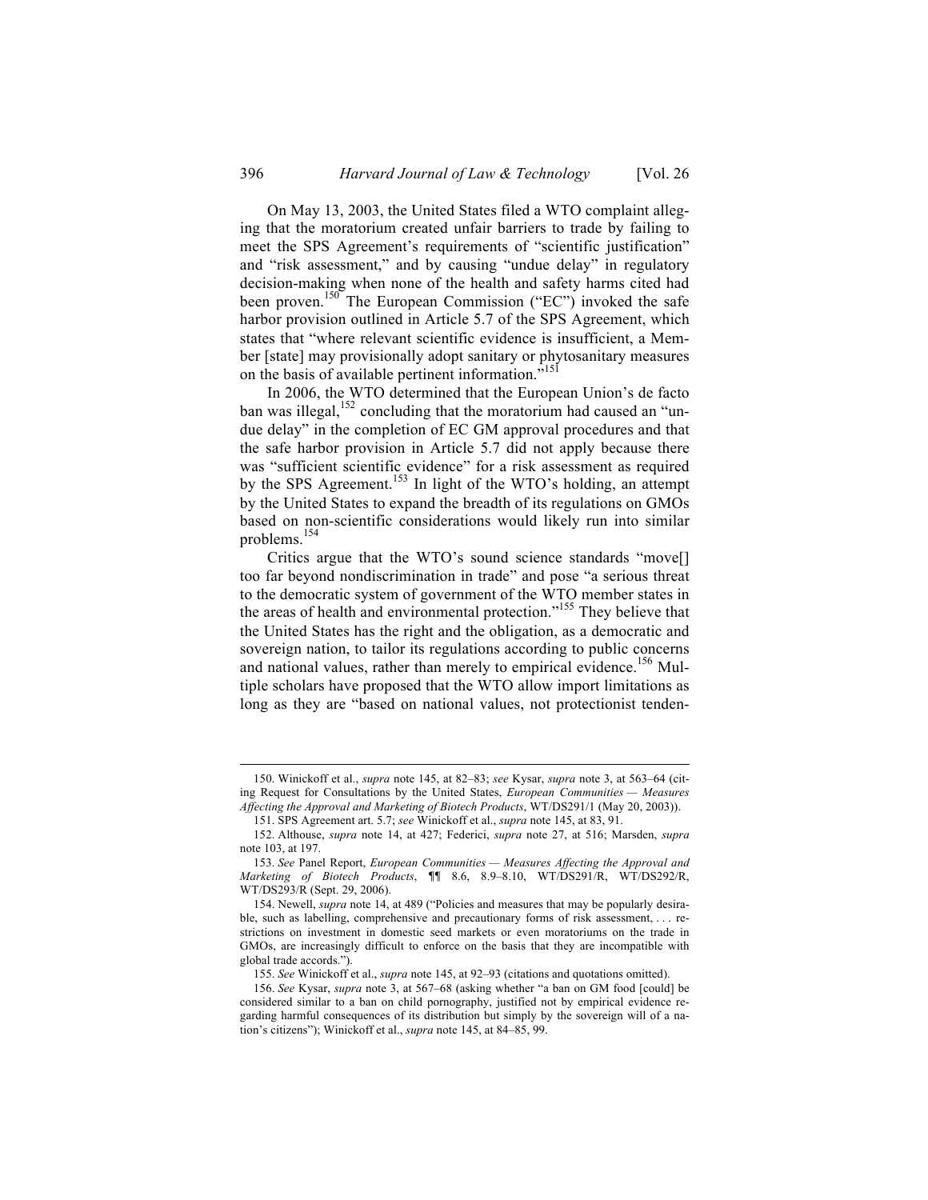On May 13, 2003, the United States filed a WTO complaint alleging that the moratorium created unfair barriers to trade by failing to meet the SPS Agreement's requirements of "scientific justification" and "risk assessment," and by causing "undue delay" in regulatory decision-making when none of the health and safety harms cited had been proven.[150] The European Commission ("EC") invoked the safe harbor provision outlined in Article 5.7 of the SPS Agreement, which states that "where relevant scientific evidence is insufficient, a Member [state] may provisionally adopt sanitary or phytosanitary measures on the basis of available pertinent information."[151]

In 2006, the WTO determined that the European Union's de facto ban was illegal,[152] concluding that the moratorium had caused an "undue delay" in the completion of EC GM approval procedures and that the safe harbor provision in Article 5.7 did not apply because there was "sufficient scientific evidence" for a risk assessment as required by the SPS Agreement.[153] In light of the WTO's holding, an attempt by the United States to expand the breadth of its regulations on GMOs based on non-scientific considerations would likely run into similar problems.[154]

Critics argue that the WTO's sound science standards "move[] too far beyond nondiscrimination in trade" and pose "a serious threat to the democratic system of government of the WTO member states in the areas of health and environmental protection."[155] They believe that the United States has the right and the obligation, as a democratic and sovereign nation, to tailor its regulations according to public concerns and national values, rather than merely to empirical evidence.[156] Multiple scholars have proposed that the WTO allow import limitations as long as they are "based on national values, not protectionist tenden-

---

150. Winickoff et al., *supra* note 145, at 82–83; *see* Kysar, *supra* note 3, at 563–64 (citing Request for Consultations by the United States, *European Communities — Measures Affecting the Approval and Marketing of Biotech Products*, WT/DS291/1 (May 20, 2003)).

151. SPS Agreement art. 5.7; *see* Winickoff et al., *supra* note 145, at 83, 91.

152. Althouse, *supra* note 14, at 427; Federici, *supra* note 27, at 516; Marsden, *supra* note 103, at 197.

153. *See* Panel Report, *European Communities — Measures Affecting the Approval and Marketing of Biotech Products*, ¶¶ 8.6, 8.9–8.10, WT/DS291/R, WT/DS292/R, WT/DS293/R (Sept. 29, 2006).

154. Newell, *supra* note 14, at 489 ("Policies and measures that may be popularly desirable, such as labelling, comprehensive and precautionary forms of risk assessment, . . . restrictions on investment in domestic seed markets or even moratoriums on the trade in GMOs, are increasingly difficult to enforce on the basis that they are incompatible with global trade accords.").

155. *See* Winickoff et al., *supra* note 145, at 92–93 (citations and quotations omitted).

156. *See* Kysar, *supra* note 3, at 567–68 (asking whether "a ban on GM food [could] be considered similar to a ban on child pornography, justified not by empirical evidence regarding harmful consequences of its distribution but simply by the sovereign will of a nation's citizens"); Winickoff et al., *supra* note 145, at 84–85, 99.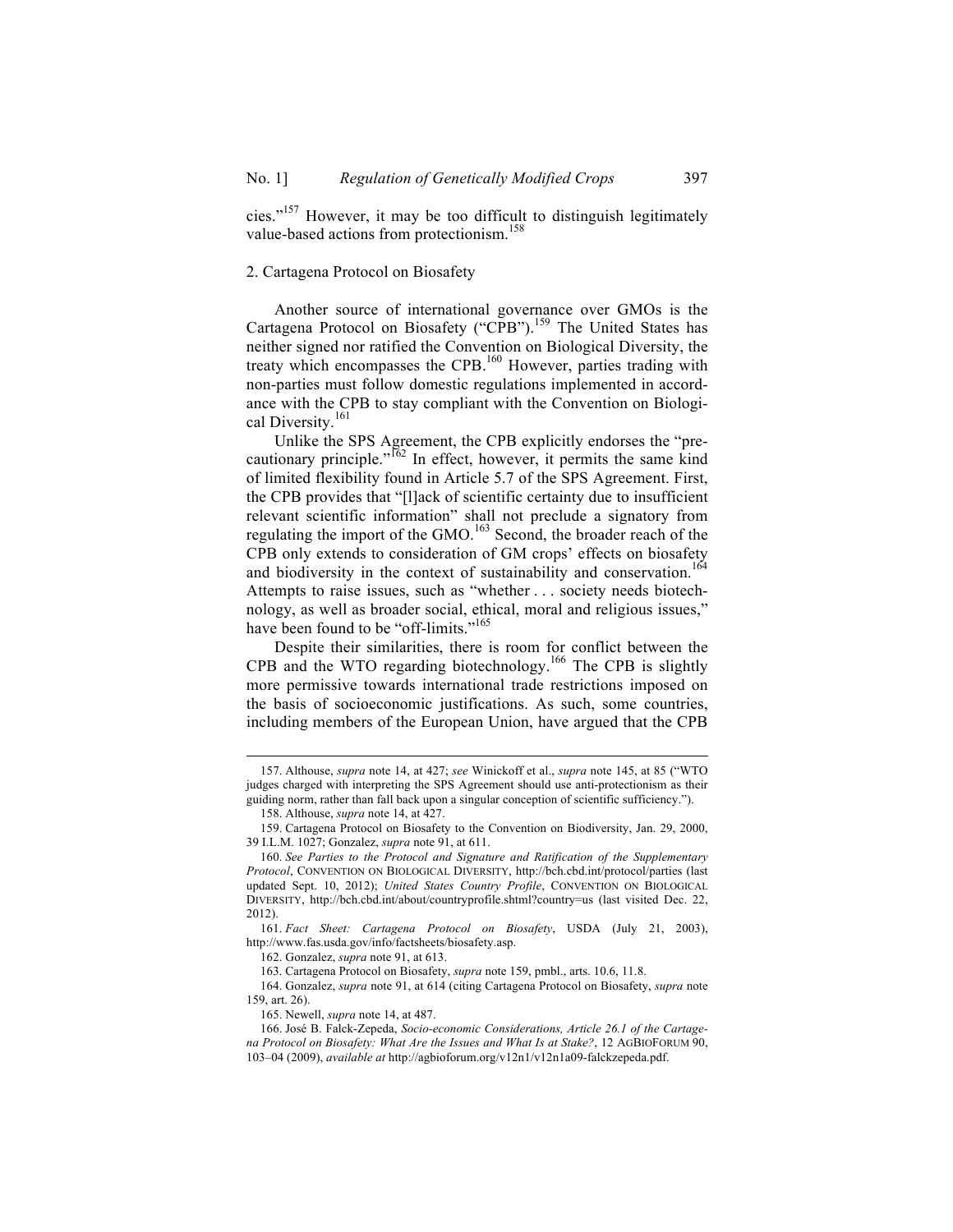cies."[157] However, it may be too difficult to distinguish legitimately value-based actions from protectionism.[158]

### 2. Cartagena Protocol on Biosafety

Another source of international governance over GMOs is the Cartagena Protocol on Biosafety ("CPB").[159] The United States has neither signed nor ratified the Convention on Biological Diversity, the treaty which encompasses the CPB.[160] However, parties trading with non-parties must follow domestic regulations implemented in accordance with the CPB to stay compliant with the Convention on Biological Diversity.[161]

Unlike the SPS Agreement, the CPB explicitly endorses the "precautionary principle."[162] In effect, however, it permits the same kind of limited flexibility found in Article 5.7 of the SPS Agreement. First, the CPB provides that "[l]ack of scientific certainty due to insufficient relevant scientific information" shall not preclude a signatory from regulating the import of the GMO.[163] Second, the broader reach of the CPB only extends to consideration of GM crops' effects on biosafety and biodiversity in the context of sustainability and conservation.[164] Attempts to raise issues, such as "whether . . . society needs biotechnology, as well as broader social, ethical, moral and religious issues," have been found to be "off-limits."[165]

Despite their similarities, there is room for conflict between the CPB and the WTO regarding biotechnology.[166] The CPB is slightly more permissive towards international trade restrictions imposed on the basis of socioeconomic justifications. As such, some countries, including members of the European Union, have argued that the CPB

---

157. Althouse, *supra* note 14, at 427; *see* Winickoff et al., *supra* note 145, at 85 ("WTO judges charged with interpreting the SPS Agreement should use anti-protectionism as their guiding norm, rather than fall back upon a singular conception of scientific sufficiency.").

158. Althouse, *supra* note 14, at 427.

159. Cartagena Protocol on Biosafety to the Convention on Biodiversity, Jan. 29, 2000, 39 I.L.M. 1027; Gonzalez, *supra* note 91, at 611.

160. *See Parties to the Protocol and Signature and Ratification of the Supplementary Protocol*, CONVENTION ON BIOLOGICAL DIVERSITY, http://bch.cbd.int/protocol/parties (last updated Sept. 10, 2012); *United States Country Profile*, CONVENTION ON BIOLOGICAL DIVERSITY, http://bch.cbd.int/about/countryprofile.shtml?country=us (last visited Dec. 22, 2012).

161. *Fact Sheet: Cartagena Protocol on Biosafety*, USDA (July 21, 2003), http://www.fas.usda.gov/info/factsheets/biosafety.asp.

162. Gonzalez, *supra* note 91, at 613.

163. Cartagena Protocol on Biosafety, *supra* note 159, pmbl., arts. 10.6, 11.8.

164. Gonzalez, *supra* note 91, at 614 (citing Cartagena Protocol on Biosafety, *supra* note 159, art. 26).

165. Newell, *supra* note 14, at 487.

166. José B. Falck-Zepeda, *Socio-economic Considerations, Article 26.1 of the Cartagena Protocol on Biosafety: What Are the Issues and What Is at Stake?*, 12 AGBIOFORUM 90, 103–04 (2009), *available at* http://agbioforum.org/v12n1/v12n1a09-falckzepeda.pdf.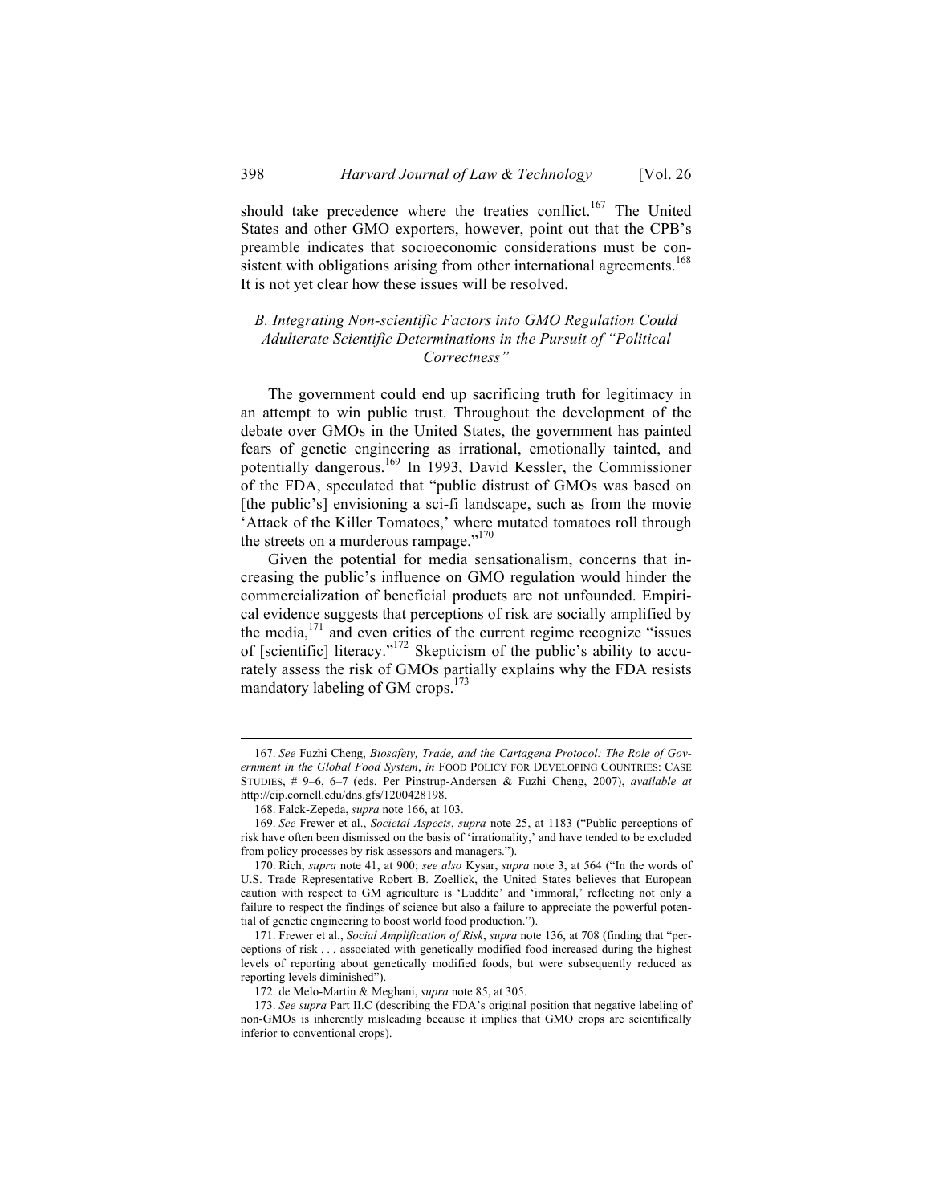should take precedence where the treaties conflict.[167] The United States and other GMO exporters, however, point out that the CPB's preamble indicates that socioeconomic considerations must be consistent with obligations arising from other international agreements.[168] It is not yet clear how these issues will be resolved.

### *B. Integrating Non-scientific Factors into GMO Regulation Could Adulterate Scientific Determinations in the Pursuit of "Political Correctness"*

The government could end up sacrificing truth for legitimacy in an attempt to win public trust. Throughout the development of the debate over GMOs in the United States, the government has painted fears of genetic engineering as irrational, emotionally tainted, and potentially dangerous.[169] In 1993, David Kessler, the Commissioner of the FDA, speculated that "public distrust of GMOs was based on [the public's] envisioning a sci-fi landscape, such as from the movie 'Attack of the Killer Tomatoes,' where mutated tomatoes roll through the streets on a murderous rampage."[170]

Given the potential for media sensationalism, concerns that increasing the public's influence on GMO regulation would hinder the commercialization of beneficial products are not unfounded. Empirical evidence suggests that perceptions of risk are socially amplified by the media,[171] and even critics of the current regime recognize "issues of [scientific] literacy."[172] Skepticism of the public's ability to accurately assess the risk of GMOs partially explains why the FDA resists mandatory labeling of GM crops.[173]

---

167. *See* Fuzhi Cheng, *Biosafety, Trade, and the Cartagena Protocol: The Role of Government in the Global Food System*, *in* FOOD POLICY FOR DEVELOPING COUNTRIES: CASE STUDIES, # 9–6, 6–7 (eds. Per Pinstrup-Andersen & Fuzhi Cheng, 2007), *available at* http://cip.cornell.edu/dns.gfs/1200428198.

168. Falck-Zepeda, *supra* note 166, at 103.

169. *See* Frewer et al., *Societal Aspects*, *supra* note 25, at 1183 ("Public perceptions of risk have often been dismissed on the basis of 'irrationality,' and have tended to be excluded from policy processes by risk assessors and managers.").

170. Rich, *supra* note 41, at 900; *see also* Kysar, *supra* note 3, at 564 ("In the words of U.S. Trade Representative Robert B. Zoellick, the United States believes that European caution with respect to GM agriculture is 'Luddite' and 'immoral,' reflecting not only a failure to respect the findings of science but also a failure to appreciate the powerful potential of genetic engineering to boost world food production.").

171. Frewer et al., *Social Amplification of Risk*, *supra* note 136, at 708 (finding that "perceptions of risk . . . associated with genetically modified food increased during the highest levels of reporting about genetically modified foods, but were subsequently reduced as reporting levels diminished").

172. de Melo-Martin & Meghani, *supra* note 85, at 305.

173. *See supra* Part II.C (describing the FDA's original position that negative labeling of non-GMOs is inherently misleading because it implies that GMO crops are scientifically inferior to conventional crops).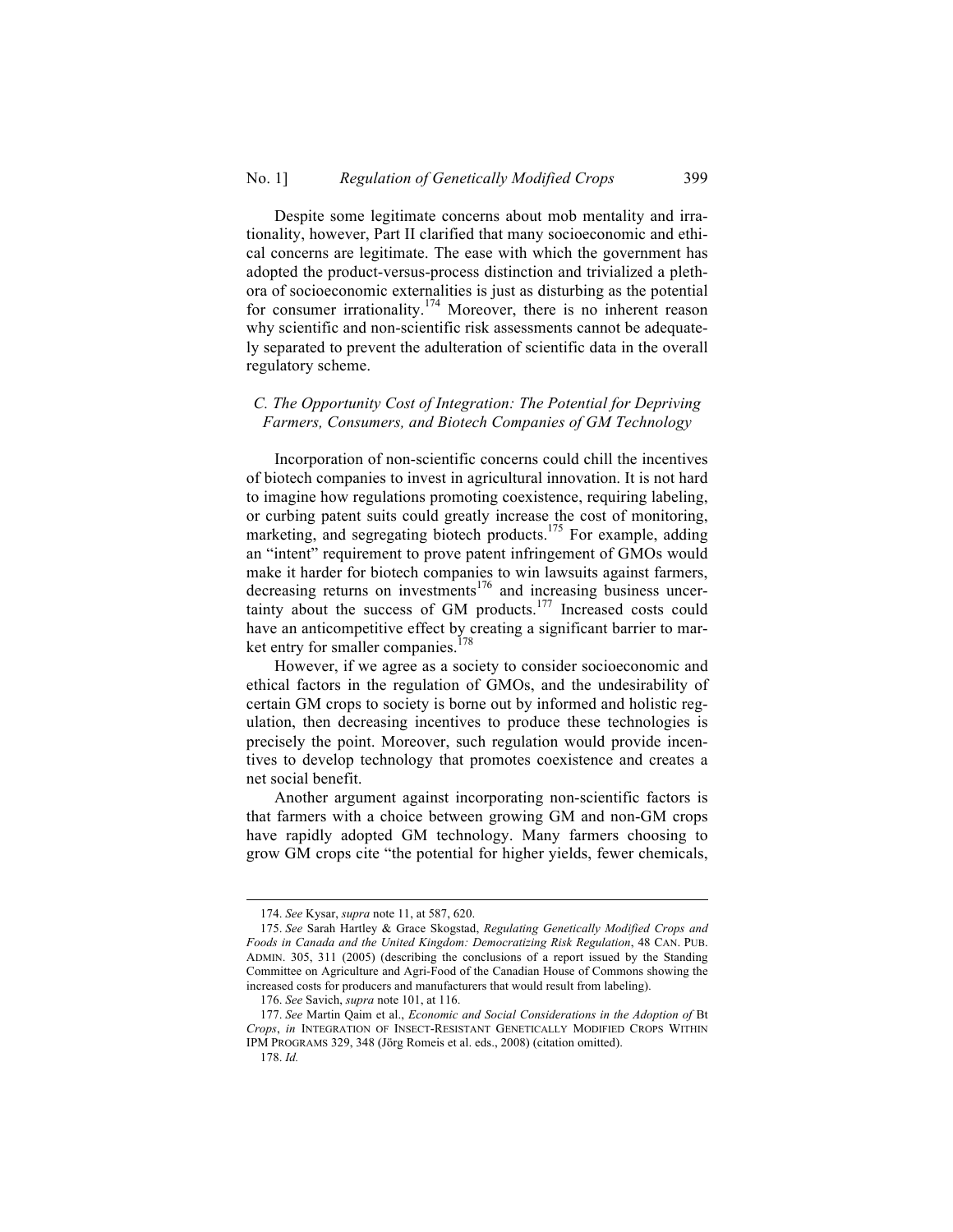Despite some legitimate concerns about mob mentality and irrationality, however, Part II clarified that many socioeconomic and ethical concerns are legitimate. The ease with which the government has adopted the product-versus-process distinction and trivialized a plethora of socioeconomic externalities is just as disturbing as the potential for consumer irrationality.[174] Moreover, there is no inherent reason why scientific and non-scientific risk assessments cannot be adequately separated to prevent the adulteration of scientific data in the overall regulatory scheme.

### *C. The Opportunity Cost of Integration: The Potential for Depriving Farmers, Consumers, and Biotech Companies of GM Technology*

Incorporation of non-scientific concerns could chill the incentives of biotech companies to invest in agricultural innovation. It is not hard to imagine how regulations promoting coexistence, requiring labeling, or curbing patent suits could greatly increase the cost of monitoring, marketing, and segregating biotech products.[175] For example, adding an "intent" requirement to prove patent infringement of GMOs would make it harder for biotech companies to win lawsuits against farmers, decreasing returns on investments[176] and increasing business uncertainty about the success of GM products.[177] Increased costs could have an anticompetitive effect by creating a significant barrier to market entry for smaller companies.[178]

However, if we agree as a society to consider socioeconomic and ethical factors in the regulation of GMOs, and the undesirability of certain GM crops to society is borne out by informed and holistic regulation, then decreasing incentives to produce these technologies is precisely the point. Moreover, such regulation would provide incentives to develop technology that promotes coexistence and creates a net social benefit.

Another argument against incorporating non-scientific factors is that farmers with a choice between growing GM and non-GM crops have rapidly adopted GM technology. Many farmers choosing to grow GM crops cite "the potential for higher yields, fewer chemicals,

---

174. *See* Kysar, *supra* note 11, at 587, 620.

175. *See* Sarah Hartley & Grace Skogstad, *Regulating Genetically Modified Crops and Foods in Canada and the United Kingdom: Democratizing Risk Regulation*, 48 CAN. PUB. ADMIN. 305, 311 (2005) (describing the conclusions of a report issued by the Standing Committee on Agriculture and Agri-Food of the Canadian House of Commons showing the increased costs for producers and manufacturers that would result from labeling).

176. *See* Savich, *supra* note 101, at 116.

177. *See* Martin Qaim et al., *Economic and Social Considerations in the Adoption of* Bt *Crops*, *in* INTEGRATION OF INSECT-RESISTANT GENETICALLY MODIFIED CROPS WITHIN IPM PROGRAMS 329, 348 (Jörg Romeis et al. eds., 2008) (citation omitted).

178. *Id.*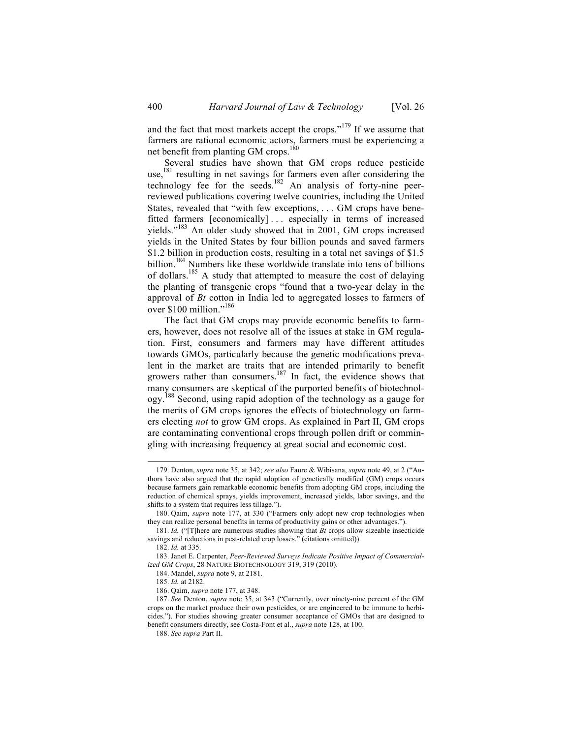and the fact that most markets accept the crops."[179] If we assume that farmers are rational economic actors, farmers must be experiencing a net benefit from planting GM crops.[180]

Several studies have shown that GM crops reduce pesticide use,[181] resulting in net savings for farmers even after considering the technology fee for the seeds.[182] An analysis of forty-nine peer-reviewed publications covering twelve countries, including the United States, revealed that "with few exceptions, . . . GM crops have benefitted farmers [economically] . . . especially in terms of increased yields."[183] An older study showed that in 2001, GM crops increased yields in the United States by four billion pounds and saved farmers $1.2 billion in production costs, resulting in a total net savings of $1.5 billion.[184] Numbers like these worldwide translate into tens of billions of dollars.[185] A study that attempted to measure the cost of delaying the planting of transgenic crops "found that a two-year delay in the approval of *Bt* cotton in India led to aggregated losses to farmers of over $100 million."[186]

The fact that GM crops may provide economic benefits to farmers, however, does not resolve all of the issues at stake in GM regulation. First, consumers and farmers may have different attitudes towards GMOs, particularly because the genetic modifications prevalent in the market are traits that are intended primarily to benefit growers rather than consumers.[187] In fact, the evidence shows that many consumers are skeptical of the purported benefits of biotechnology.[188] Second, using rapid adoption of the technology as a gauge for the merits of GM crops ignores the effects of biotechnology on farmers electing *not* to grow GM crops. As explained in Part II, GM crops are contaminating conventional crops through pollen drift or commingling with increasing frequency at great social and economic cost.

---

179. Denton, *supra* note 35, at 342; *see also* Faure & Wibisana, *supra* note 49, at 2 ("Authors have also argued that the rapid adoption of genetically modified (GM) crops occurs because farmers gain remarkable economic benefits from adopting GM crops, including the reduction of chemical sprays, yields improvement, increased yields, labor savings, and the shifts to a system that requires less tillage.").

180. Qaim, *supra* note 177, at 330 ("Farmers only adopt new crop technologies when they can realize personal benefits in terms of productivity gains or other advantages.").

181. *Id.* ("[T]here are numerous studies showing that *Bt* crops allow sizeable insecticide savings and reductions in pest-related crop losses." (citations omitted)).

182. *Id.* at 335.

183. Janet E. Carpenter, *Peer-Reviewed Surveys Indicate Positive Impact of Commercialized GM Crops*, 28 NATURE BIOTECHNOLOGY 319, 319 (2010).

184. Mandel, *supra* note 9, at 2181.

185. *Id.* at 2182.

186. Qaim, *supra* note 177, at 348.

187. *See* Denton, *supra* note 35, at 343 ("Currently, over ninety-nine percent of the GM crops on the market produce their own pesticides, or are engineered to be immune to herbicides."). For studies showing greater consumer acceptance of GMOs that are designed to benefit consumers directly, see Costa-Font et al., *supra* note 128, at 100.

188. *See supra* Part II.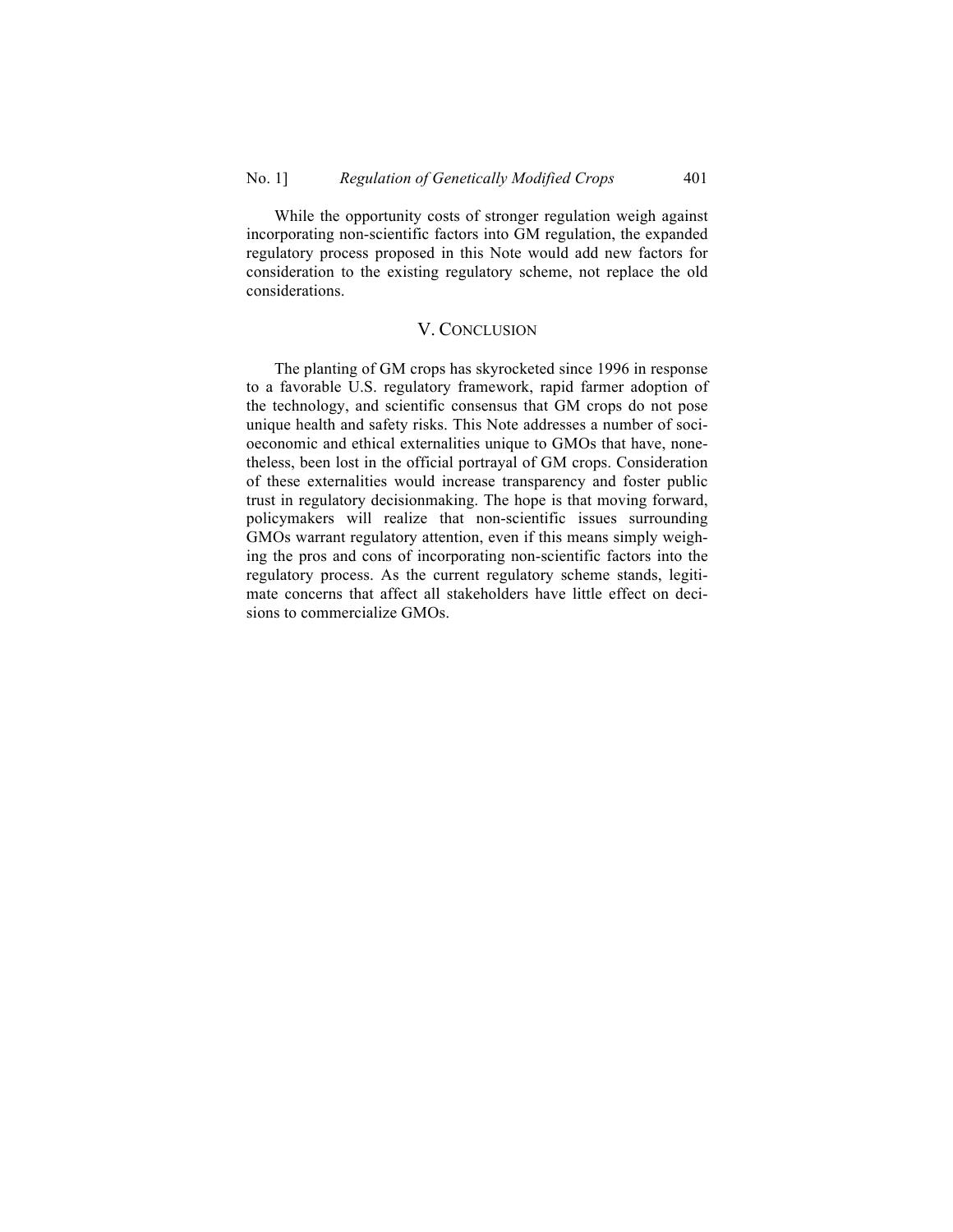While the opportunity costs of stronger regulation weigh against incorporating non-scientific factors into GM regulation, the expanded regulatory process proposed in this Note would add new factors for consideration to the existing regulatory scheme, not replace the old considerations.

## V. Conclusion

The planting of GM crops has skyrocketed since 1996 in response to a favorable U.S. regulatory framework, rapid farmer adoption of the technology, and scientific consensus that GM crops do not pose unique health and safety risks. This Note addresses a number of socioeconomic and ethical externalities unique to GMOs that have, nonetheless, been lost in the official portrayal of GM crops. Consideration of these externalities would increase transparency and foster public trust in regulatory decisionmaking. The hope is that moving forward, policymakers will realize that non-scientific issues surrounding GMOs warrant regulatory attention, even if this means simply weighing the pros and cons of incorporating non-scientific factors into the regulatory process. As the current regulatory scheme stands, legitimate concerns that affect all stakeholders have little effect on decisions to commercialize GMOs.